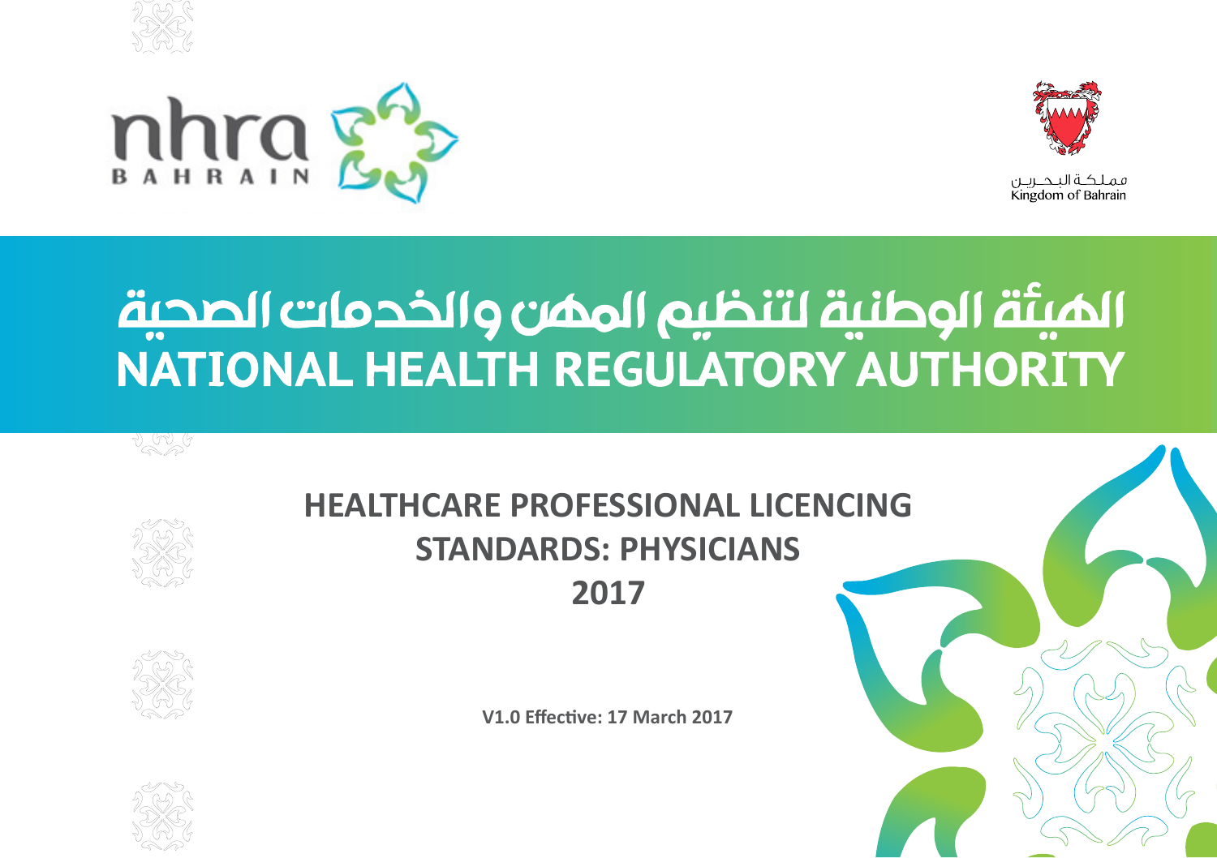nhra BAHRAIN

مملكة البحرين
Kingdom of Bahrain

# الهيئة الوطنية لتنظيم المهن والخدمات الصحية
# NATIONAL HEALTH REGULATORY AUTHORITY

## HEALTHCARE PROFESSIONAL LICENCING STANDARDS: PHYSICIANS 2017

**V1.0 Effective: 17 March 2017**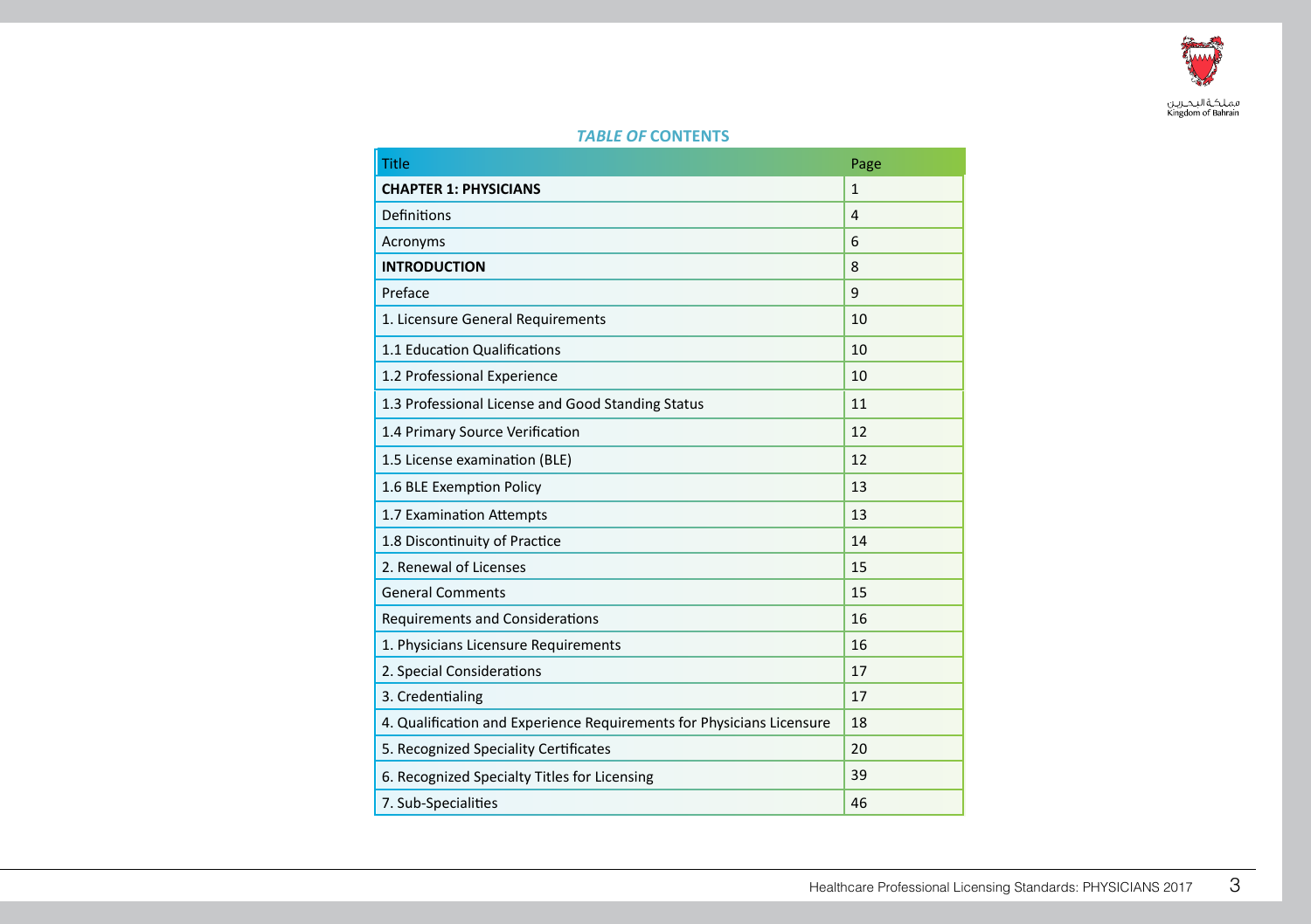## *TABLE OF* CONTENTS

| Title | Page |
|---|---|
| **CHAPTER 1: PHYSICIANS** | 1 |
| Definitions | 4 |
| Acronyms | 6 |
| **INTRODUCTION** | 8 |
| Preface | 9 |
| 1. Licensure General Requirements | 10 |
| 1.1 Education Qualifications | 10 |
| 1.2 Professional Experience | 10 |
| 1.3 Professional License and Good Standing Status | 11 |
| 1.4 Primary Source Verification | 12 |
| 1.5 License examination (BLE) | 12 |
| 1.6 BLE Exemption Policy | 13 |
| 1.7 Examination Attempts | 13 |
| 1.8 Discontinuity of Practice | 14 |
| 2. Renewal of Licenses | 15 |
| General Comments | 15 |
| Requirements and Considerations | 16 |
| 1. Physicians Licensure Requirements | 16 |
| 2. Special Considerations | 17 |
| 3. Credentialing | 17 |
| 4. Qualification and Experience Requirements for Physicians Licensure | 18 |
| 5. Recognized Speciality Certificates | 20 |
| 6. Recognized Specialty Titles for Licensing | 39 |
| 7. Sub-Specialities | 46 |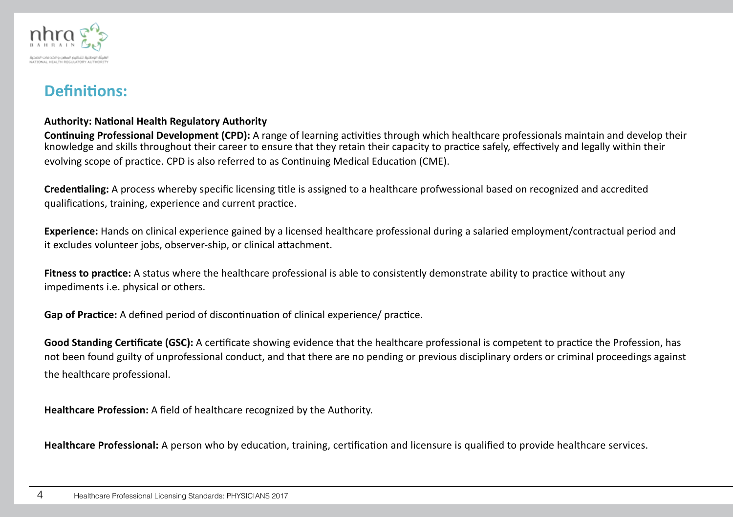## Definitions:

**Authority: National Health Regulatory Authority**

**Continuing Professional Development (CPD):** A range of learning activities through which healthcare professionals maintain and develop their knowledge and skills throughout their career to ensure that they retain their capacity to practice safely, effectively and legally within their evolving scope of practice. CPD is also referred to as Continuing Medical Education (CME).

**Credentialing:** A process whereby specific licensing title is assigned to a healthcare profwessional based on recognized and accredited qualifications, training, experience and current practice.

**Experience:** Hands on clinical experience gained by a licensed healthcare professional during a salaried employment/contractual period and it excludes volunteer jobs, observer-ship, or clinical attachment.

**Fitness to practice:** A status where the healthcare professional is able to consistently demonstrate ability to practice without any impediments i.e. physical or others.

**Gap of Practice:** A defined period of discontinuation of clinical experience/ practice.

**Good Standing Certificate (GSC):** A certificate showing evidence that the healthcare professional is competent to practice the Profession, has not been found guilty of unprofessional conduct, and that there are no pending or previous disciplinary orders or criminal proceedings against the healthcare professional.

**Healthcare Profession:** A field of healthcare recognized by the Authority.

**Healthcare Professional:** A person who by education, training, certification and licensure is qualified to provide healthcare services.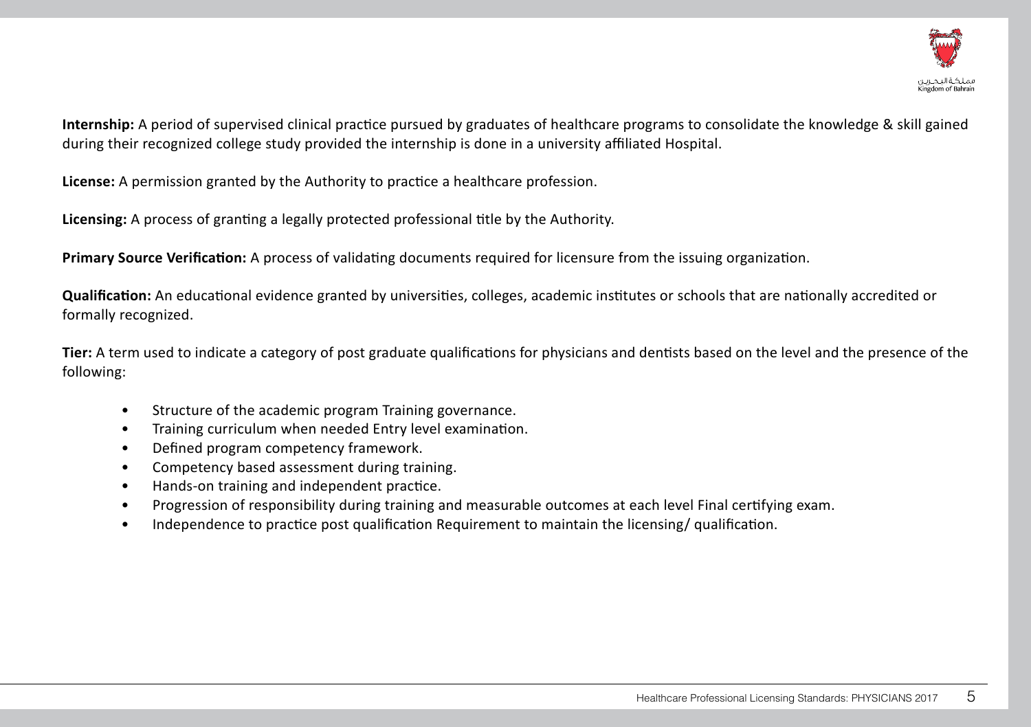**Internship:** A period of supervised clinical practice pursued by graduates of healthcare programs to consolidate the knowledge & skill gained during their recognized college study provided the internship is done in a university affiliated Hospital.

**License:** A permission granted by the Authority to practice a healthcare profession.

**Licensing:** A process of granting a legally protected professional title by the Authority.

**Primary Source Verification:** A process of validating documents required for licensure from the issuing organization.

**Qualification:** An educational evidence granted by universities, colleges, academic institutes or schools that are nationally accredited or formally recognized.

**Tier:** A term used to indicate a category of post graduate qualifications for physicians and dentists based on the level and the presence of the following:

- Structure of the academic program Training governance.
- Training curriculum when needed Entry level examination.
- Defined program competency framework.
- Competency based assessment during training.
- Hands-on training and independent practice.
- Progression of responsibility during training and measurable outcomes at each level Final certifying exam.
- Independence to practice post qualification Requirement to maintain the licensing/ qualification.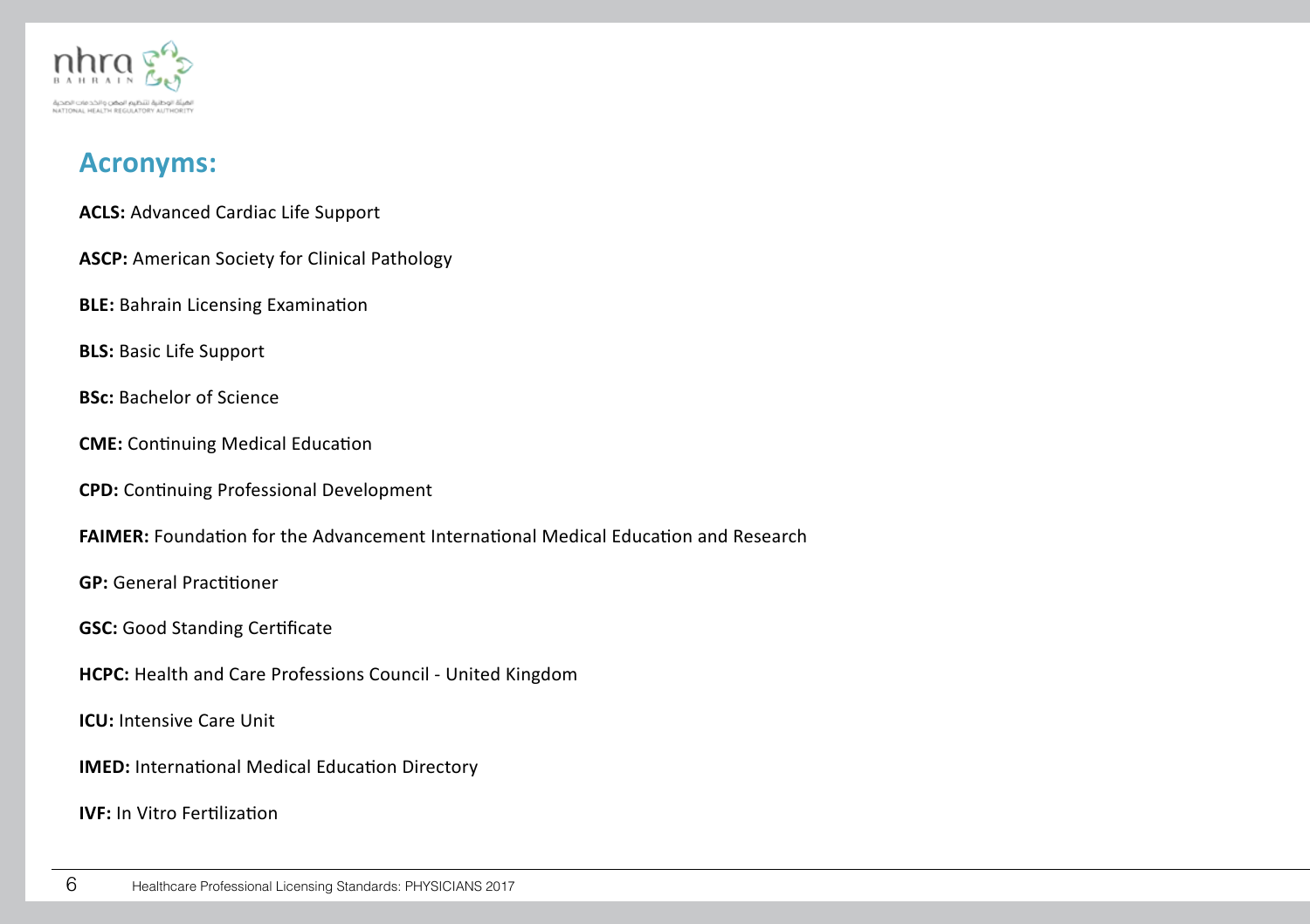## Acronyms:

**ACLS:** Advanced Cardiac Life Support

**ASCP:** American Society for Clinical Pathology

**BLE:** Bahrain Licensing Examination

**BLS:** Basic Life Support

**BSc:** Bachelor of Science

**CME:** Continuing Medical Education

**CPD:** Continuing Professional Development

**FAIMER:** Foundation for the Advancement International Medical Education and Research

**GP:** General Practitioner

**GSC:** Good Standing Certificate

**HCPC:** Health and Care Professions Council - United Kingdom

**ICU:** Intensive Care Unit

**IMED:** International Medical Education Directory

**IVF:** In Vitro Fertilization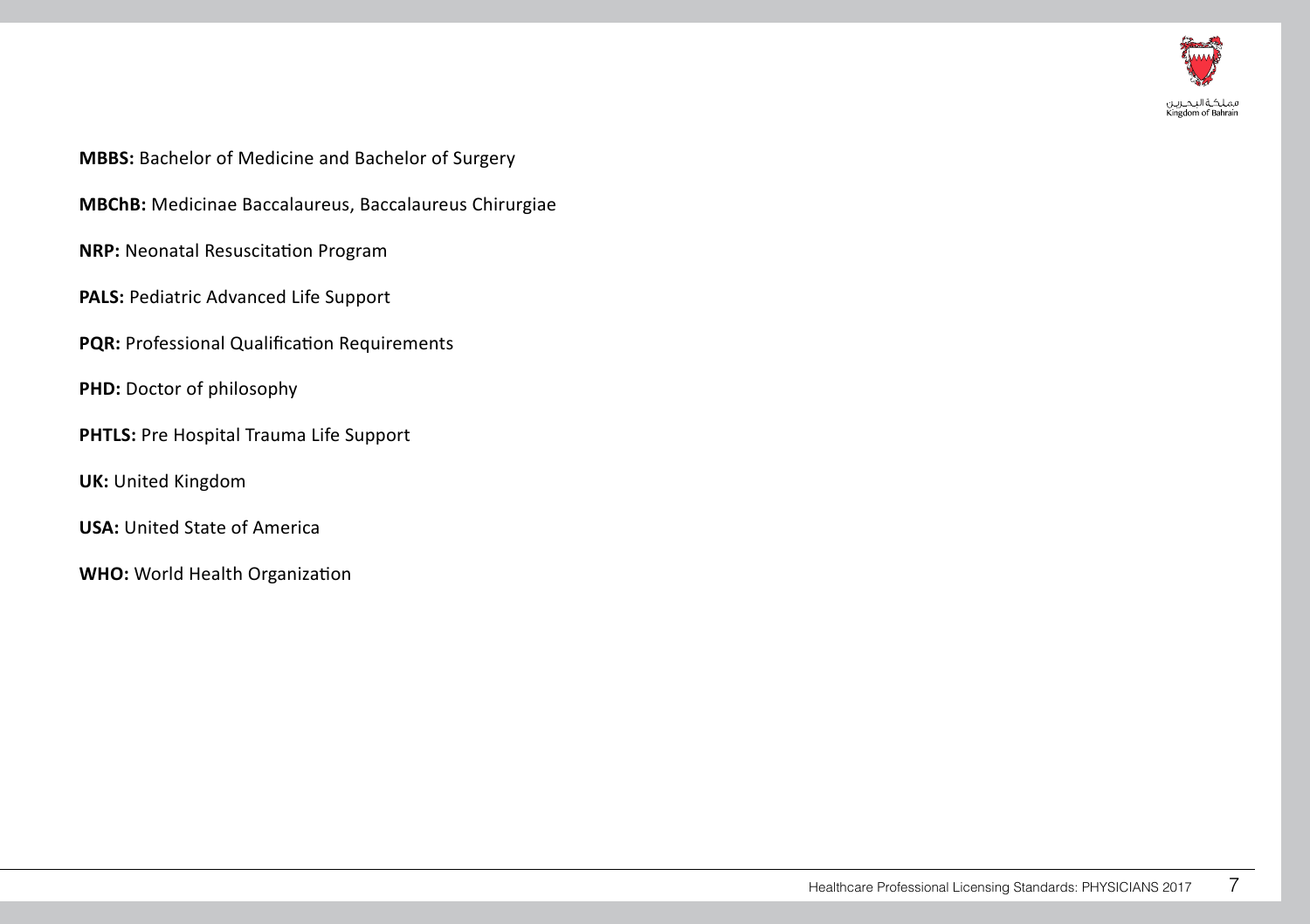**MBBS:** Bachelor of Medicine and Bachelor of Surgery

**MBChB:** Medicinae Baccalaureus, Baccalaureus Chirurgiae

**NRP:** Neonatal Resuscitation Program

**PALS:** Pediatric Advanced Life Support

**PQR:** Professional Qualification Requirements

**PHD:** Doctor of philosophy

**PHTLS:** Pre Hospital Trauma Life Support

**UK:** United Kingdom

**USA:** United State of America

**WHO:** World Health Organization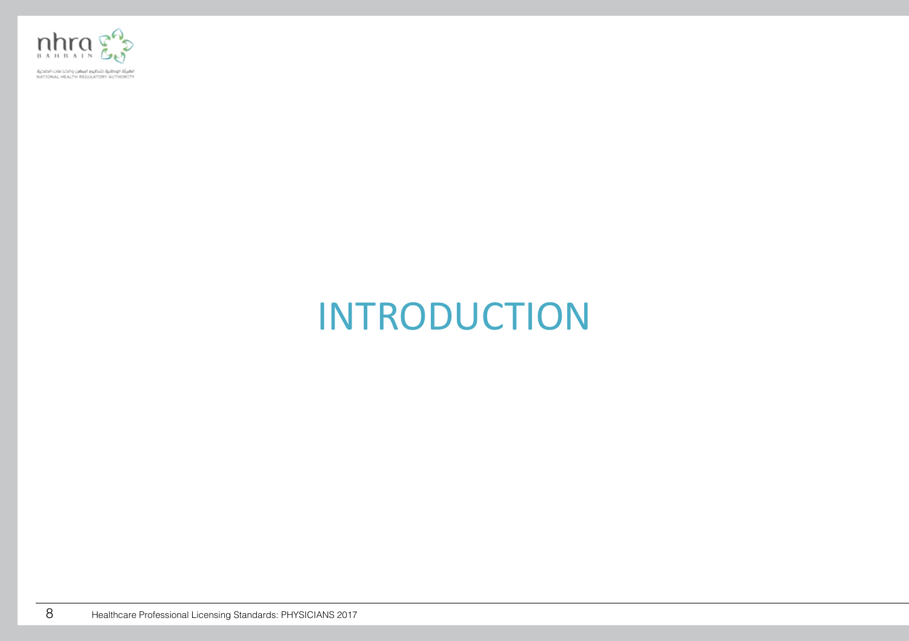# INTRODUCTION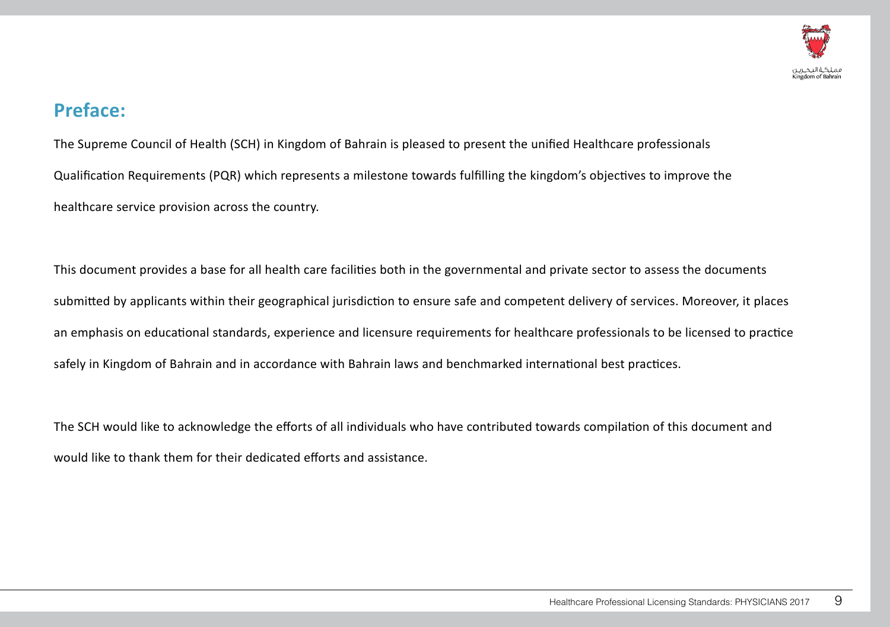## Preface:

The Supreme Council of Health (SCH) in Kingdom of Bahrain is pleased to present the unified Healthcare professionals Qualification Requirements (PQR) which represents a milestone towards fulfilling the kingdom's objectives to improve the healthcare service provision across the country.

This document provides a base for all health care facilities both in the governmental and private sector to assess the documents submitted by applicants within their geographical jurisdiction to ensure safe and competent delivery of services. Moreover, it places an emphasis on educational standards, experience and licensure requirements for healthcare professionals to be licensed to practice safely in Kingdom of Bahrain and in accordance with Bahrain laws and benchmarked international best practices.

The SCH would like to acknowledge the efforts of all individuals who have contributed towards compilation of this document and would like to thank them for their dedicated efforts and assistance.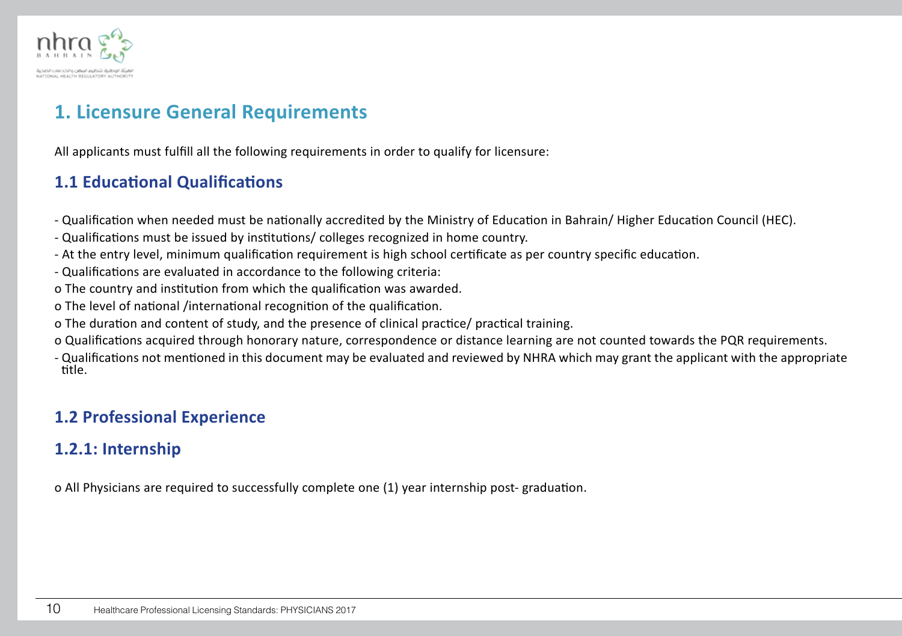## 1. Licensure General Requirements

All applicants must fulfill all the following requirements in order to qualify for licensure:

### 1.1 Educational Qualifications

- Qualification when needed must be nationally accredited by the Ministry of Education in Bahrain/ Higher Education Council (HEC).
- Qualifications must be issued by institutions/ colleges recognized in home country.
- At the entry level, minimum qualification requirement is high school certificate as per country specific education.
- Qualifications are evaluated in accordance to the following criteria:
  - o The country and institution from which the qualification was awarded.
  - o The level of national /international recognition of the qualification.
  - o The duration and content of study, and the presence of clinical practice/ practical training.
  - o Qualifications acquired through honorary nature, correspondence or distance learning are not counted towards the PQR requirements.
- Qualifications not mentioned in this document may be evaluated and reviewed by NHRA which may grant the applicant with the appropriate title.

### 1.2 Professional Experience

### 1.2.1: Internship

o All Physicians are required to successfully complete one (1) year internship post- graduation.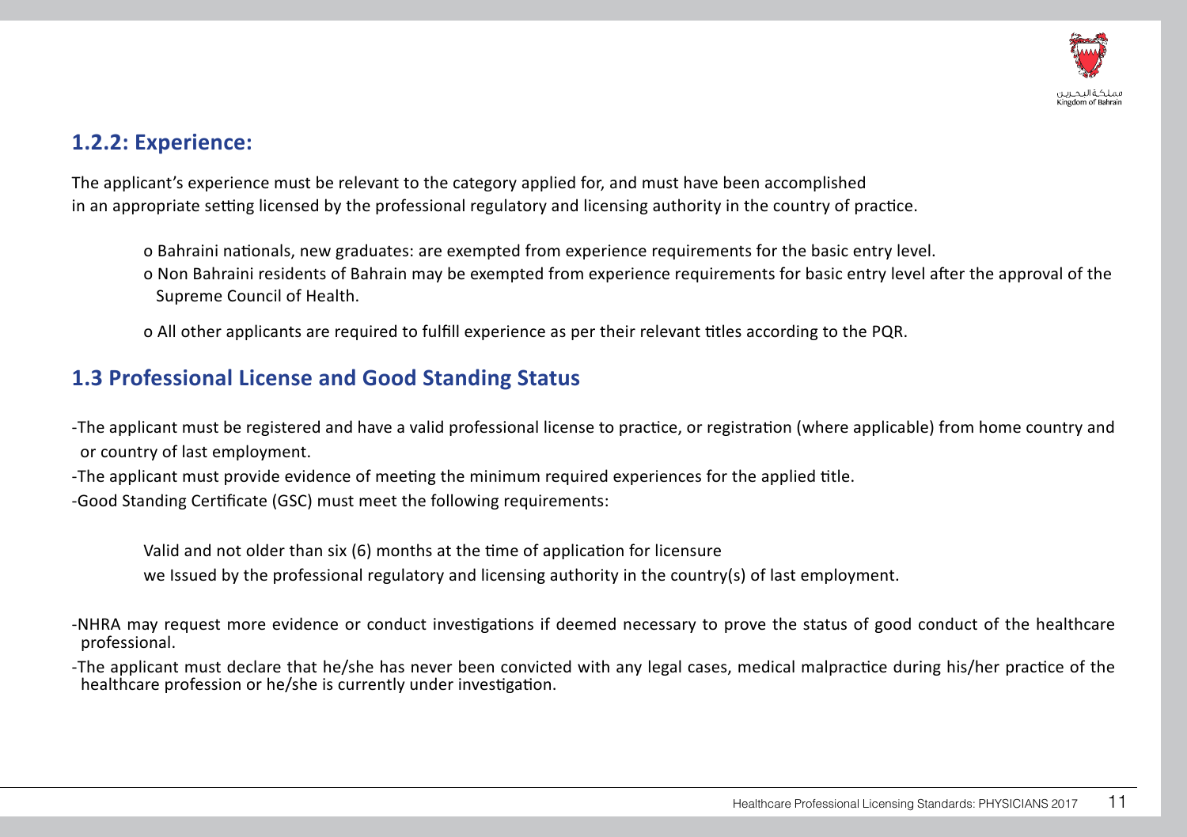### 1.2.2: Experience:

The applicant's experience must be relevant to the category applied for, and must have been accomplished in an appropriate setting licensed by the professional regulatory and licensing authority in the country of practice.

- o Bahraini nationals, new graduates: are exempted from experience requirements for the basic entry level.
- o Non Bahraini residents of Bahrain may be exempted from experience requirements for basic entry level after the approval of the Supreme Council of Health.
- o All other applicants are required to fulfill experience as per their relevant titles according to the PQR.

## 1.3 Professional License and Good Standing Status

-The applicant must be registered and have a valid professional license to practice, or registration (where applicable) from home country and or country of last employment.

-The applicant must provide evidence of meeting the minimum required experiences for the applied title.

-Good Standing Certificate (GSC) must meet the following requirements:

Valid and not older than six (6) months at the time of application for licensure

we Issued by the professional regulatory and licensing authority in the country(s) of last employment.

-NHRA may request more evidence or conduct investigations if deemed necessary to prove the status of good conduct of the healthcare professional.

-The applicant must declare that he/she has never been convicted with any legal cases, medical malpractice during his/her practice of the healthcare profession or he/she is currently under investigation.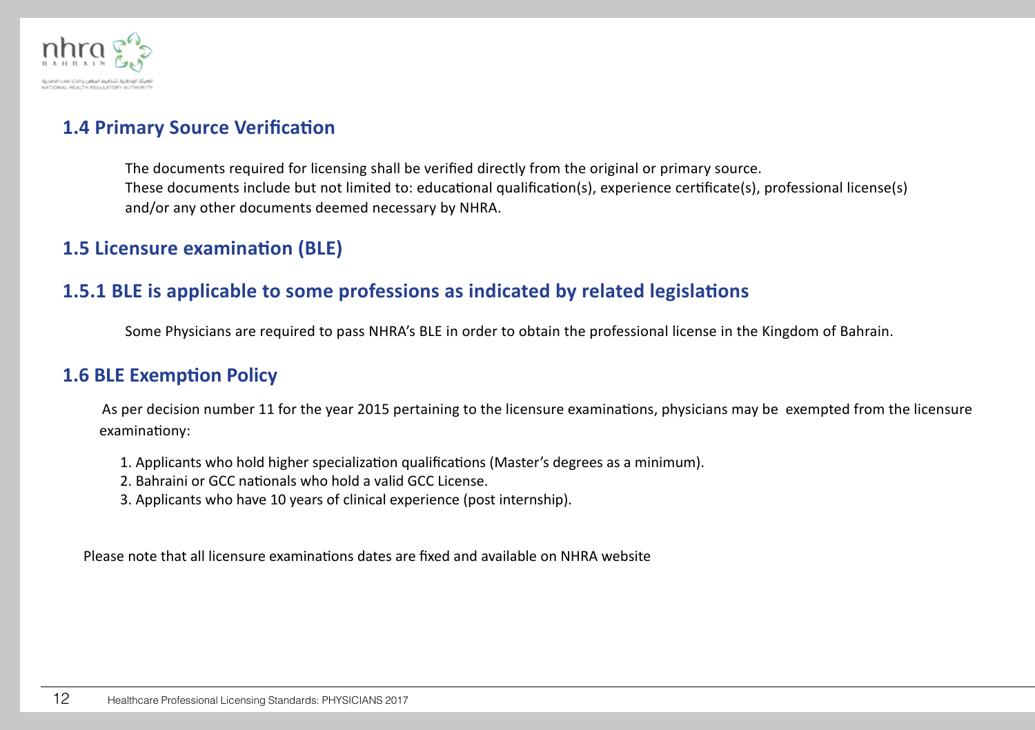## 1.4 Primary Source Verification

The documents required for licensing shall be verified directly from the original or primary source.
These documents include but not limited to: educational qualification(s), experience certificate(s), professional license(s) and/or any other documents deemed necessary by NHRA.

## 1.5 Licensure examination (BLE)

### 1.5.1 BLE is applicable to some professions as indicated by related legislations

Some Physicians are required to pass NHRA's BLE in order to obtain the professional license in the Kingdom of Bahrain.

## 1.6 BLE Exemption Policy

As per decision number 11 for the year 2015 pertaining to the licensure examinations, physicians may be exempted from the licensure examinationy:

1. Applicants who hold higher specialization qualifications (Master's degrees as a minimum).
2. Bahraini or GCC nationals who hold a valid GCC License.
3. Applicants who have 10 years of clinical experience (post internship).

Please note that all licensure examinations dates are fixed and available on NHRA website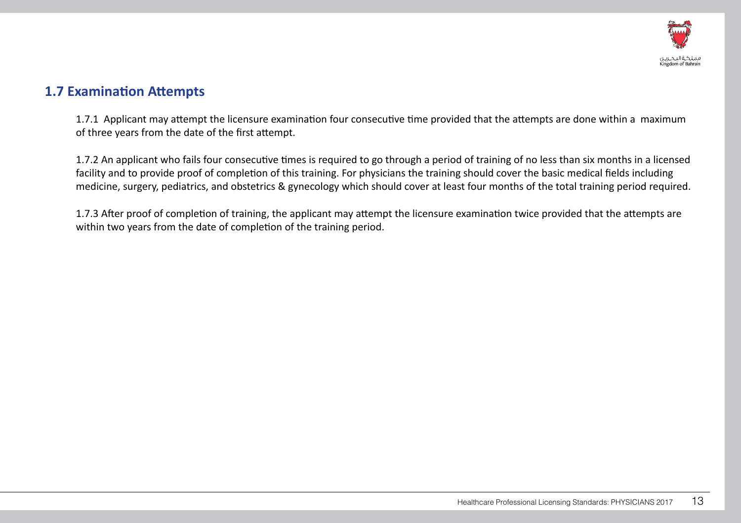## 1.7 Examination Attempts

1.7.1 Applicant may attempt the licensure examination four consecutive time provided that the attempts are done within a maximum of three years from the date of the first attempt.

1.7.2 An applicant who fails four consecutive times is required to go through a period of training of no less than six months in a licensed facility and to provide proof of completion of this training. For physicians the training should cover the basic medical fields including medicine, surgery, pediatrics, and obstetrics & gynecology which should cover at least four months of the total training period required.

1.7.3 After proof of completion of training, the applicant may attempt the licensure examination twice provided that the attempts are within two years from the date of completion of the training period.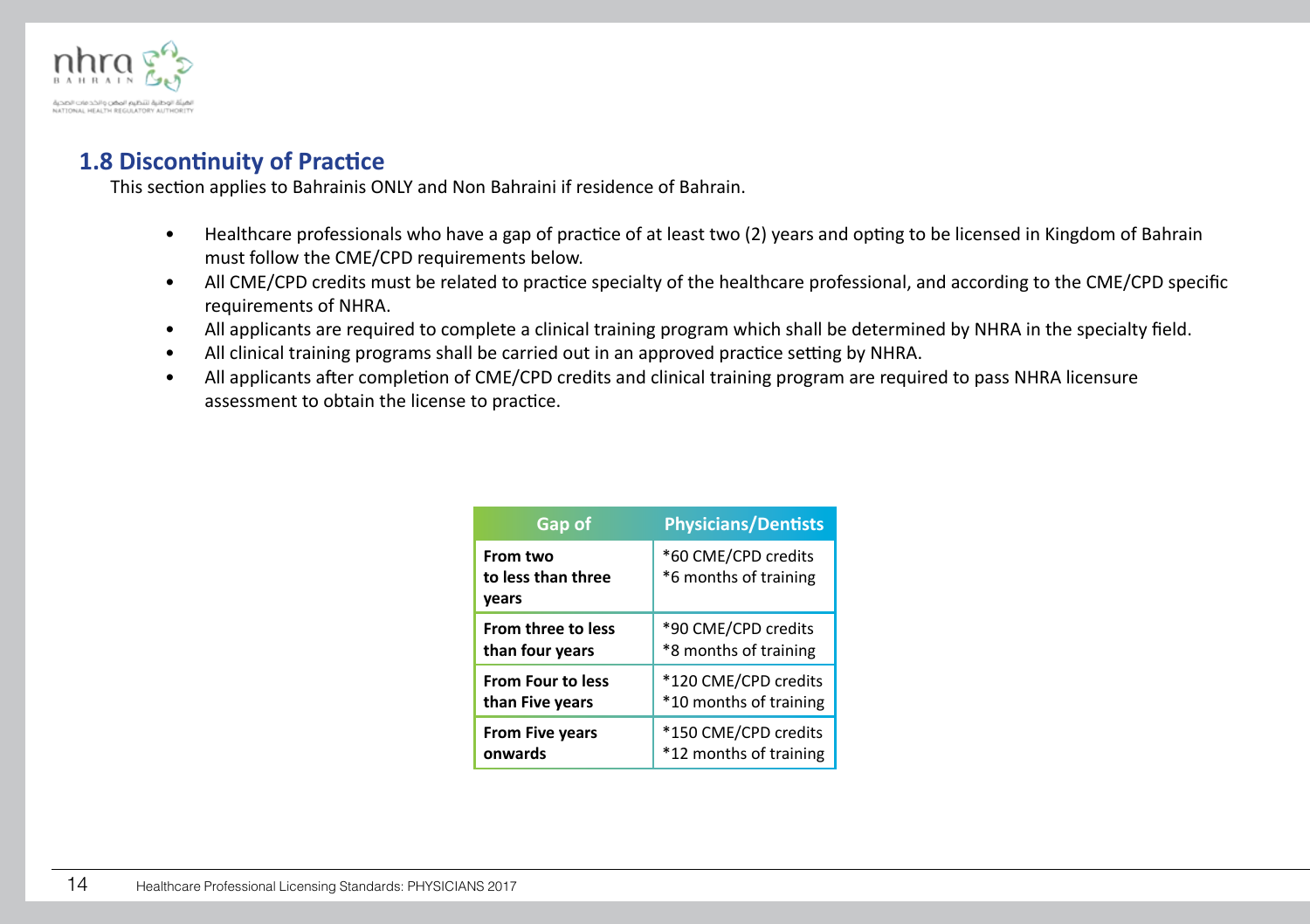## 1.8 Discontinuity of Practice

This section applies to Bahrainis ONLY and Non Bahraini if residence of Bahrain.

- Healthcare professionals who have a gap of practice of at least two (2) years and opting to be licensed in Kingdom of Bahrain must follow the CME/CPD requirements below.
- All CME/CPD credits must be related to practice specialty of the healthcare professional, and according to the CME/CPD specific requirements of NHRA.
- All applicants are required to complete a clinical training program which shall be determined by NHRA in the specialty field.
- All clinical training programs shall be carried out in an approved practice setting by NHRA.
- All applicants after completion of CME/CPD credits and clinical training program are required to pass NHRA licensure assessment to obtain the license to practice.

| Gap of | Physicians/Dentists |
|---|---|
| **From two to less than three years** | *60 CME/CPD credits<br>*6 months of training |
| **From three to less than four years** | *90 CME/CPD credits<br>*8 months of training |
| **From Four to less than Five years** | *120 CME/CPD credits<br>*10 months of training |
| **From Five years onwards** | *150 CME/CPD credits<br>*12 months of training |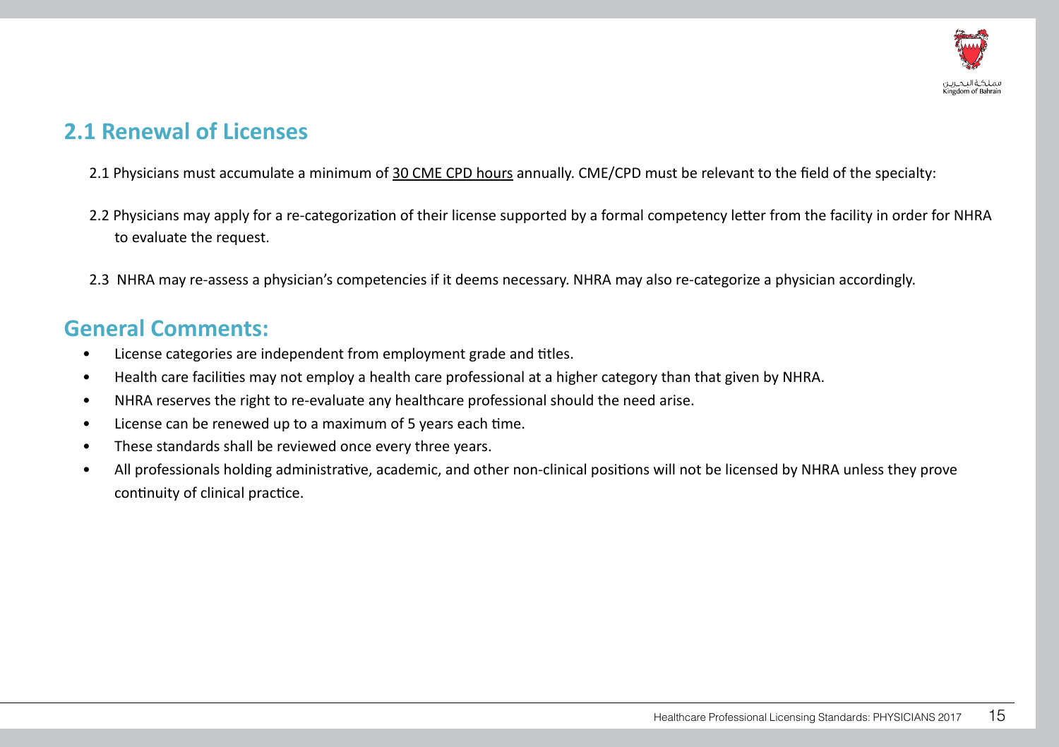## 2.1 Renewal of Licenses

2.1 Physicians must accumulate a minimum of 30 CME CPD hours annually. CME/CPD must be relevant to the field of the specialty:

2.2 Physicians may apply for a re-categorization of their license supported by a formal competency letter from the facility in order for NHRA to evaluate the request.

2.3 NHRA may re-assess a physician's competencies if it deems necessary. NHRA may also re-categorize a physician accordingly.

## General Comments:

- License categories are independent from employment grade and titles.
- Health care facilities may not employ a health care professional at a higher category than that given by NHRA.
- NHRA reserves the right to re-evaluate any healthcare professional should the need arise.
- License can be renewed up to a maximum of 5 years each time.
- These standards shall be reviewed once every three years.
- All professionals holding administrative, academic, and other non-clinical positions will not be licensed by NHRA unless they prove continuity of clinical practice.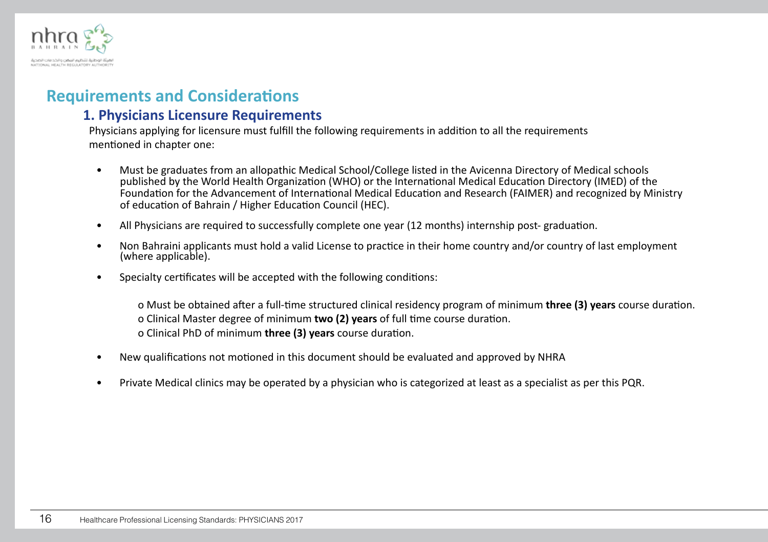## Requirements and Considerations

### 1. Physicians Licensure Requirements

Physicians applying for licensure must fulfill the following requirements in addition to all the requirements mentioned in chapter one:

- Must be graduates from an allopathic Medical School/College listed in the Avicenna Directory of Medical schools published by the World Health Organization (WHO) or the International Medical Education Directory (IMED) of the Foundation for the Advancement of International Medical Education and Research (FAIMER) and recognized by Ministry of education of Bahrain / Higher Education Council (HEC).
- All Physicians are required to successfully complete one year (12 months) internship post- graduation.
- Non Bahraini applicants must hold a valid License to practice in their home country and/or country of last employment (where applicable).
- Specialty certificates will be accepted with the following conditions:
  - Must be obtained after a full-time structured clinical residency program of minimum **three (3) years** course duration.
  - Clinical Master degree of minimum **two (2) years** of full time course duration.
  - Clinical PhD of minimum **three (3) years** course duration.
- New qualifications not motioned in this document should be evaluated and approved by NHRA
- Private Medical clinics may be operated by a physician who is categorized at least as a specialist as per this PQR.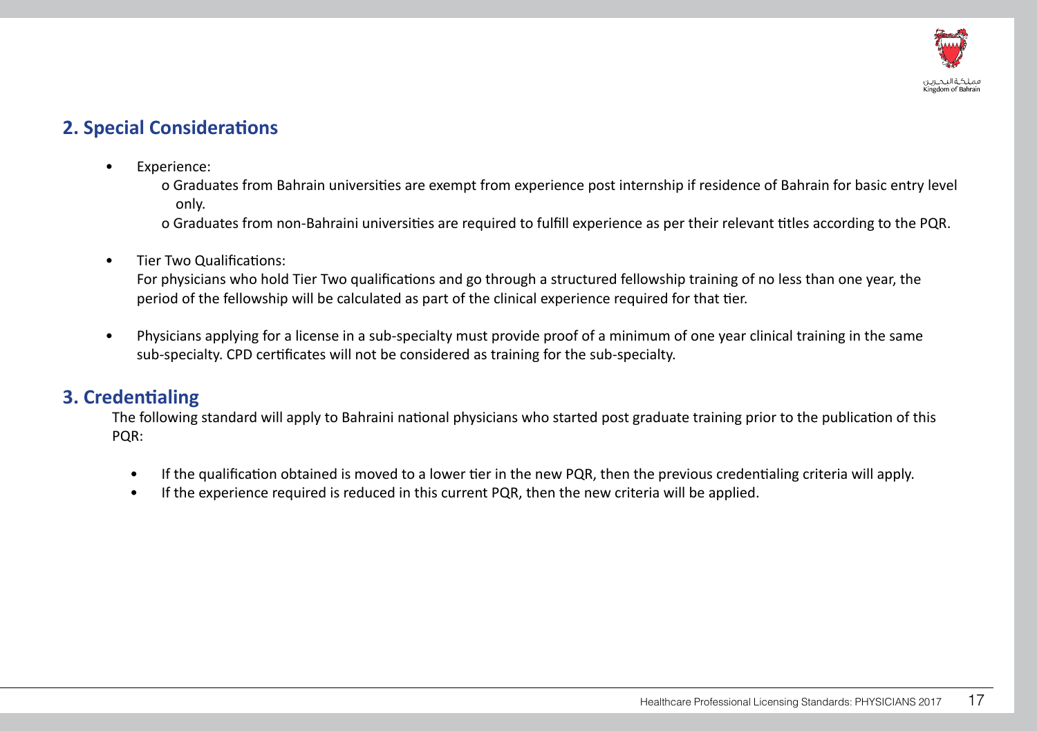## 2. Special Considerations

- Experience:
  - o Graduates from Bahrain universities are exempt from experience post internship if residence of Bahrain for basic entry level only.
  - o Graduates from non-Bahraini universities are required to fulfill experience as per their relevant titles according to the PQR.
- Tier Two Qualifications:
  For physicians who hold Tier Two qualifications and go through a structured fellowship training of no less than one year, the period of the fellowship will be calculated as part of the clinical experience required for that tier.
- Physicians applying for a license in a sub-specialty must provide proof of a minimum of one year clinical training in the same sub-specialty. CPD certificates will not be considered as training for the sub-specialty.

## 3. Credentialing

The following standard will apply to Bahraini national physicians who started post graduate training prior to the publication of this PQR:

- If the qualification obtained is moved to a lower tier in the new PQR, then the previous credentialing criteria will apply.
- If the experience required is reduced in this current PQR, then the new criteria will be applied.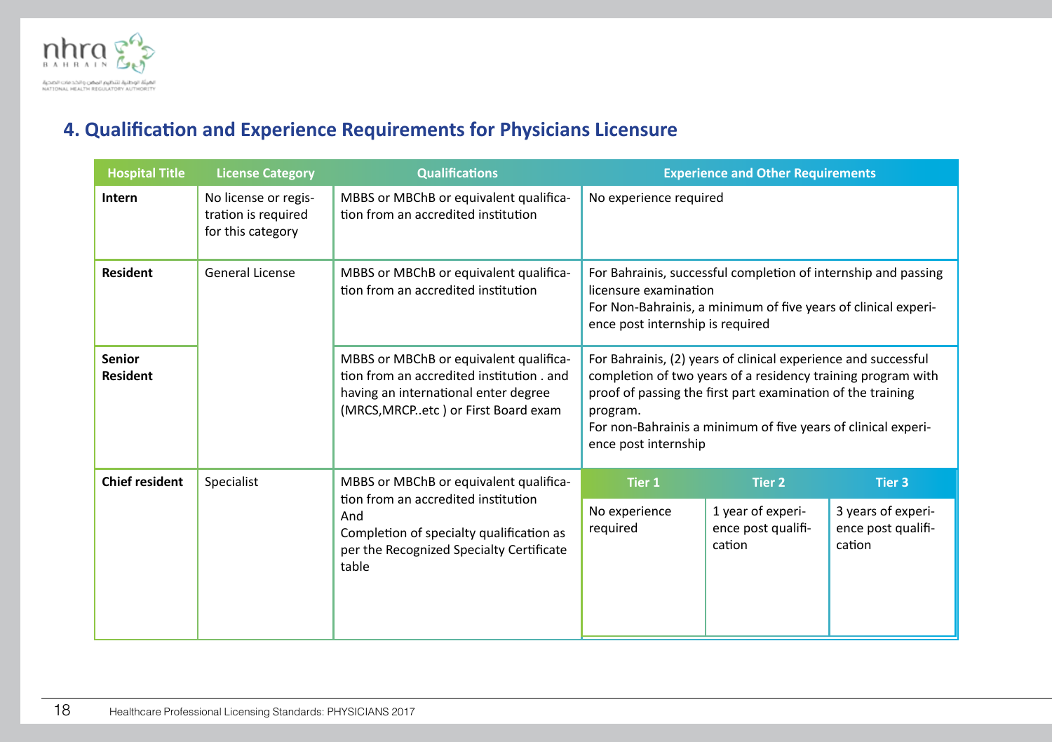## 4. Qualification and Experience Requirements for Physicians Licensure

| Hospital Title | License Category | Qualifications | Experience and Other Requirements | | |
|---|---|---|---|---|---|
| **Intern** | No license or registration is required for this category | MBBS or MBChB or equivalent qualification from an accredited institution | No experience required | | |
| **Resident** | General License | MBBS or MBChB or equivalent qualification from an accredited institution | For Bahrainis, successful completion of internship and passing licensure examination<br>For Non-Bahrainis, a minimum of five years of clinical experience post internship is required | | |
| **Senior Resident** | | MBBS or MBChB or equivalent qualification from an accredited institution . and having an international enter degree (MRCS,MRCP..etc ) or First Board exam | For Bahrainis, (2) years of clinical experience and successful completion of two years of a residency training program with proof of passing the first part examination of the training program.<br>For non-Bahrainis a minimum of five years of clinical experience post internship | | |
| | | | **Tier 1** | **Tier 2** | **Tier 3** |
| **Chief resident** | Specialist | MBBS or MBChB or equivalent qualification from an accredited institution<br>And<br>Completion of specialty qualification as per the Recognized Specialty Certificate table | No experience required | 1 year of experience post qualification | 3 years of experience post qualification |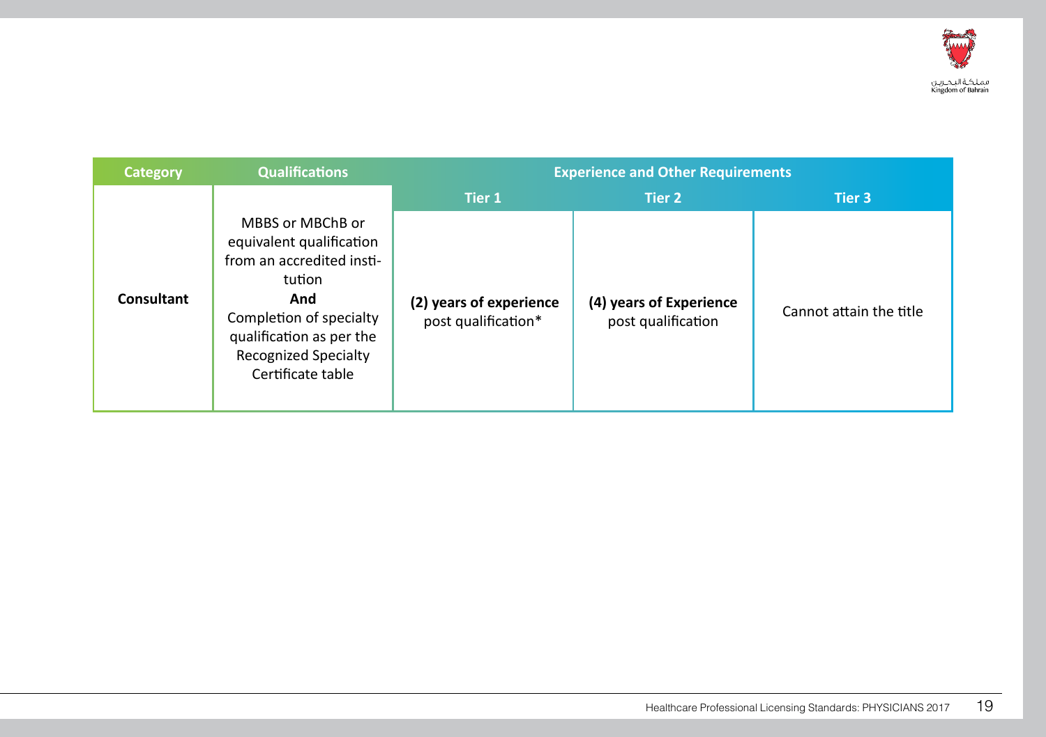| Category | Qualifications | Experience and Other Requirements | | |
|---|---|---|---|---|
| | | Tier 1 | Tier 2 | Tier 3 |
| **Consultant** | MBBS or MBChB or equivalent qualification from an accredited institution **And** Completion of specialty qualification as per the Recognized Specialty Certificate table | **(2) years of experience** post qualification* | **(4) years of Experience** post qualification | Cannot attain the title |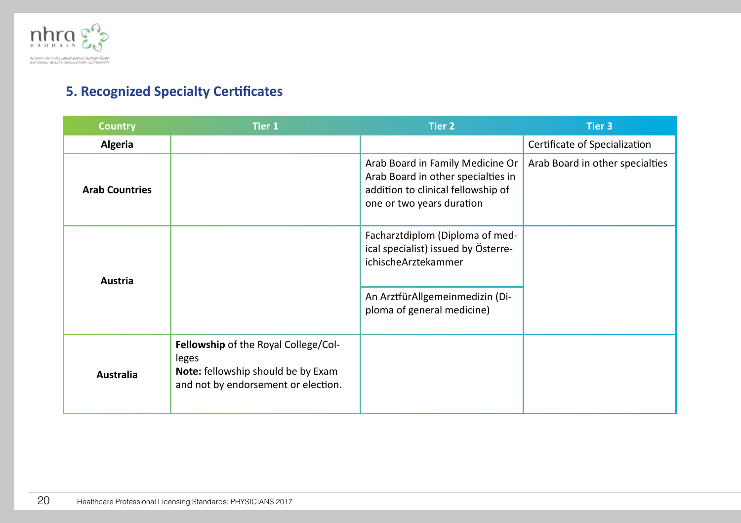## 5. Recognized Specialty Certificates

| Country | Tier 1 | Tier 2 | Tier 3 |
|---|---|---|---|
| **Algeria** | | | Certificate of Specialization |
| **Arab Countries** | | Arab Board in Family Medicine Or Arab Board in other specialties in addition to clinical fellowship of one or two years duration | Arab Board in other specialties |
| **Austria** | | Facharztdiplom (Diploma of medical specialist) issued by ÖsterreichischeArztekammer | |
| | | An ArztfürAllgemeinmedizin (Diploma of general medicine) | |
| **Australia** | **Fellowship** of the Royal College/Colleges<br>**Note:** fellowship should be by Exam and not by endorsement or election. | | |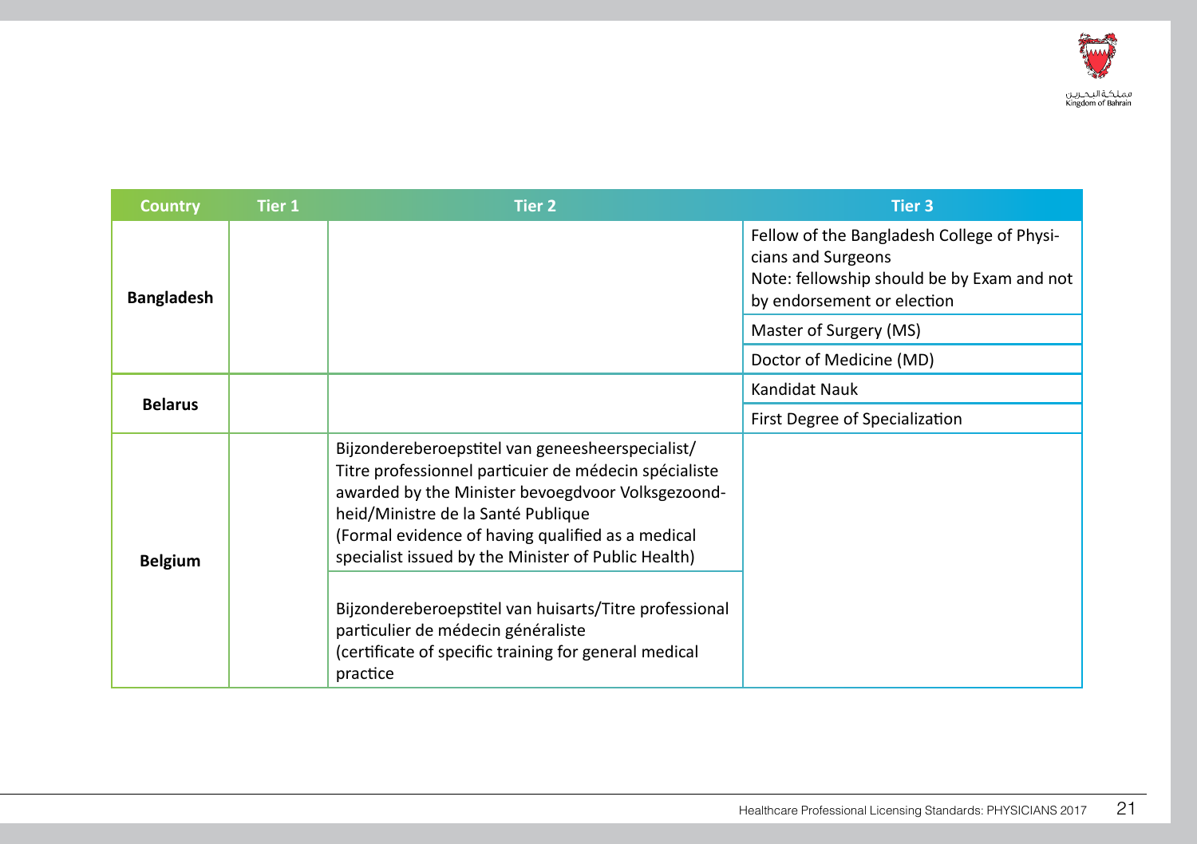| Country | Tier 1 | Tier 2 | Tier 3 |
|---|---|---|---|
| **Bangladesh** | | | Fellow of the Bangladesh College of Physicians and Surgeons<br>Note: fellowship should be by Exam and not by endorsement or election |
| | | | Master of Surgery (MS) |
| | | | Doctor of Medicine (MD) |
| **Belarus** | | | Kandidat Nauk |
| | | | First Degree of Specialization |
| **Belgium** | | Bijzonderberoepstitel van geneesheerspecialist/ Titre professionnel particuier de médecin spécialiste awarded by the Minister bevoegdvoor Volksgezondheid/Ministre de la Santé Publique<br>(Formal evidence of having qualified as a medical specialist issued by the Minister of Public Health) | |
| | | Bijzonderberoepstitel van huisarts/Titre professional particulier de médecin généraliste<br>(certificate of specific training for general medical practice | |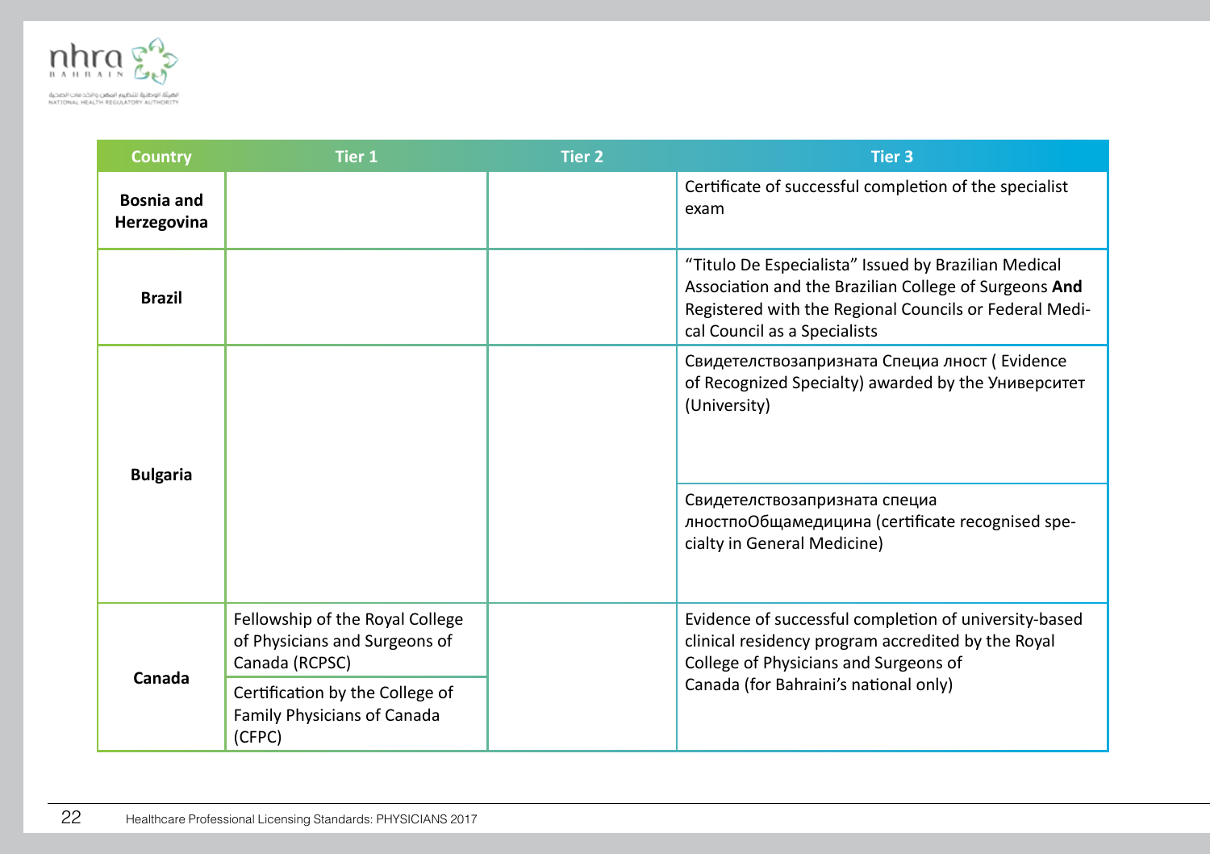| Country | Tier 1 | Tier 2 | Tier 3 |
|---|---|---|---|
| **Bosnia and Herzegovina** | | | Certificate of successful completion of the specialist exam |
| **Brazil** | | | "Titulo De Especialista" Issued by Brazilian Medical Association and the Brazilian College of Surgeons **And** Registered with the Regional Councils or Federal Medical Council as a Specialists |
| **Bulgaria** | | | Свидетелствозапризната Специа лност ( Evidence of Recognized Specialty) awarded by the Университет (University) |
| | | | Свидетелствозапризната специа лностпоОбщамедицина (certificate recognised specialty in General Medicine) |
| **Canada** | Fellowship of the Royal College of Physicians and Surgeons of Canada (RCPSC) | | Evidence of successful completion of university-based clinical residency program accredited by the Royal College of Physicians and Surgeons of Canada (for Bahraini's national only) |
| | Certification by the College of Family Physicians of Canada (CFPC) | | |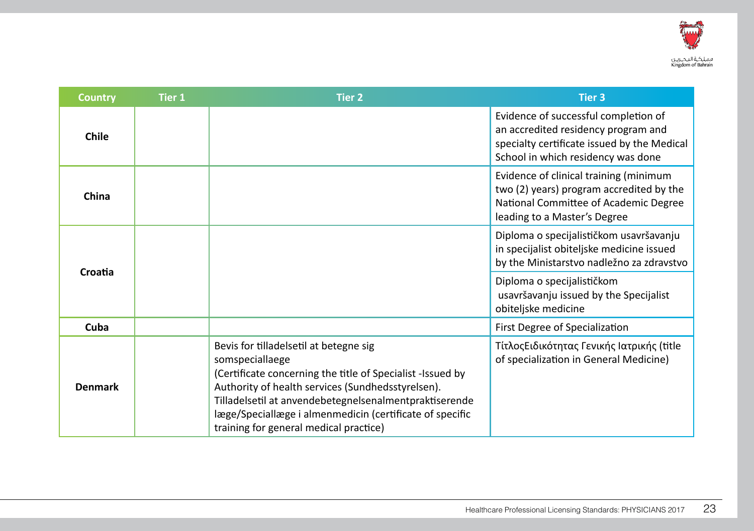| Country | Tier 1 | Tier 2 | Tier 3 |
|---|---|---|---|
| Chile | | | Evidence of successful completion of an accredited residency program and specialty certificate issued by the Medical School in which residency was done |
| China | | | Evidence of clinical training (minimum two (2) years) program accredited by the National Committee of Academic Degree leading to a Master's Degree |
| Croatia | | | Diploma o specijalističkom usavršavanju in specijalist obiteljske medicine issued by the Ministarstvo nadležno za zdravstvo |
| | | | Diploma o specijalističkom usavršavanju issued by the Specijalist obiteljske medicine |
| Cuba | | | First Degree of Specialization |
| Denmark | | Bevis for tilladelsetil at betegne sig somspeciallaege (Certificate concerning the title of Specialist -Issued by Authority of health services (Sundhedsstyrelsen). Tilladelsetil at anvendebetegnelsenalmentpraktiserende læge/Speciallæge i almenmedicin (certificate of specific training for general medical practice) | ΤίτλοςΕιδικότητας Γενικής Ιατρικής (title of specialization in General Medicine) |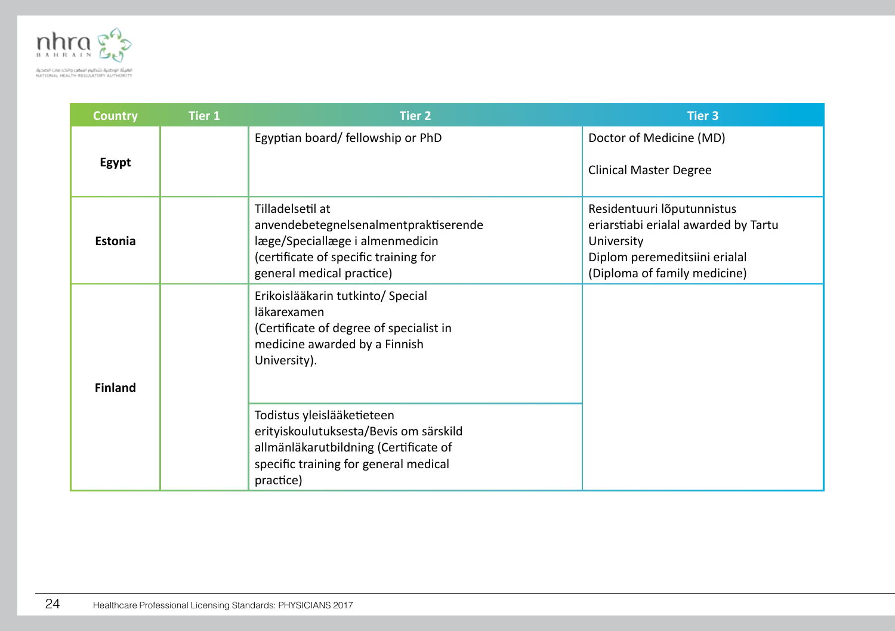| Country | Tier 1 | Tier 2 | Tier 3 |
|---|---|---|---|
| **Egypt** | | Egyptian board/ fellowship or PhD | Doctor of Medicine (MD)<br><br>Clinical Master Degree |
| **Estonia** | | Tilladelsetil at anvendebetegnelsenalmentpraktiserende læge/Speciallæge i almenmedicin (certificate of specific training for general medical practice) | Residentuuri lõputunnistus eriarstiabi erialal awarded by Tartu University<br>Diplom peremeditsiini erialal (Diploma of family medicine) |
| **Finland** | | Erikoislääkarin tutkinto/ Special läkarexamen (Certificate of degree of specialist in medicine awarded by a Finnish University). | |
| | | Todistus yleislääketieteen erityiskoulutuksesta/Bevis om särskild allmänläkarutbildning (Certificate of specific training for general medical practice) | |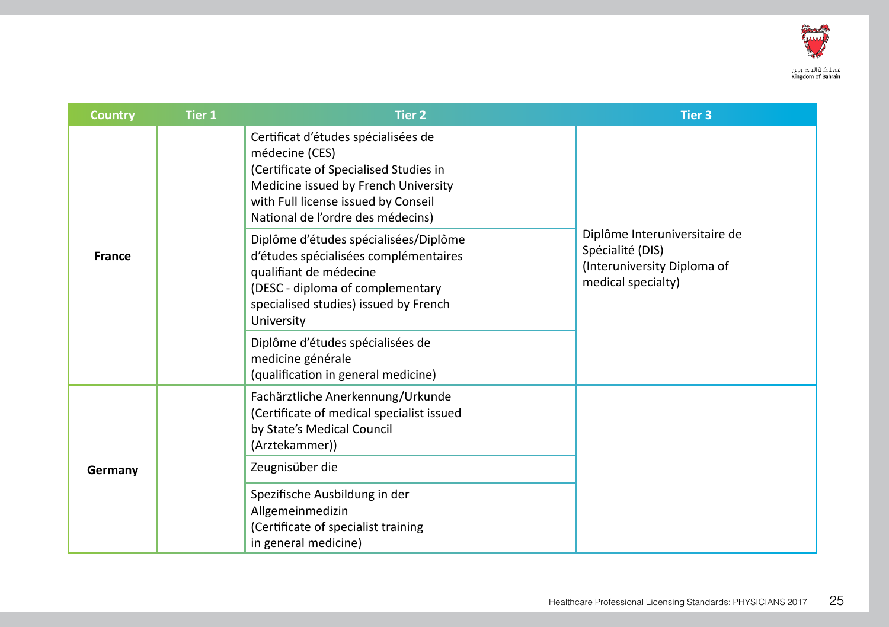| Country | Tier 1 | Tier 2 | Tier 3 |
|---|---|---|---|
| France | | Certificat d'études spécialisées de médecine (CES) (Certificate of Specialised Studies in Medicine issued by French University with Full license issued by Conseil National de l'ordre des médecins) | Diplôme Interuniversitaire de Spécialité (DIS) (Interuniversity Diploma of medical specialty) |
| | | Diplôme d'études spécialisées/Diplôme d'études spécialisées complémentaires qualifiant de médecine (DESC - diploma of complementary specialised studies) issued by French University | |
| | | Diplôme d'études spécialisées de medicine générale (qualification in general medicine) | |
| Germany | | Fachärztliche Anerkennung/Urkunde (Certificate of medical specialist issued by State's Medical Council (Arztekammer)) | |
| | | Zeugnisüber die | |
| | | Spezifische Ausbildung in der Allgemeinmedizin (Certificate of specialist training in general medicine) | |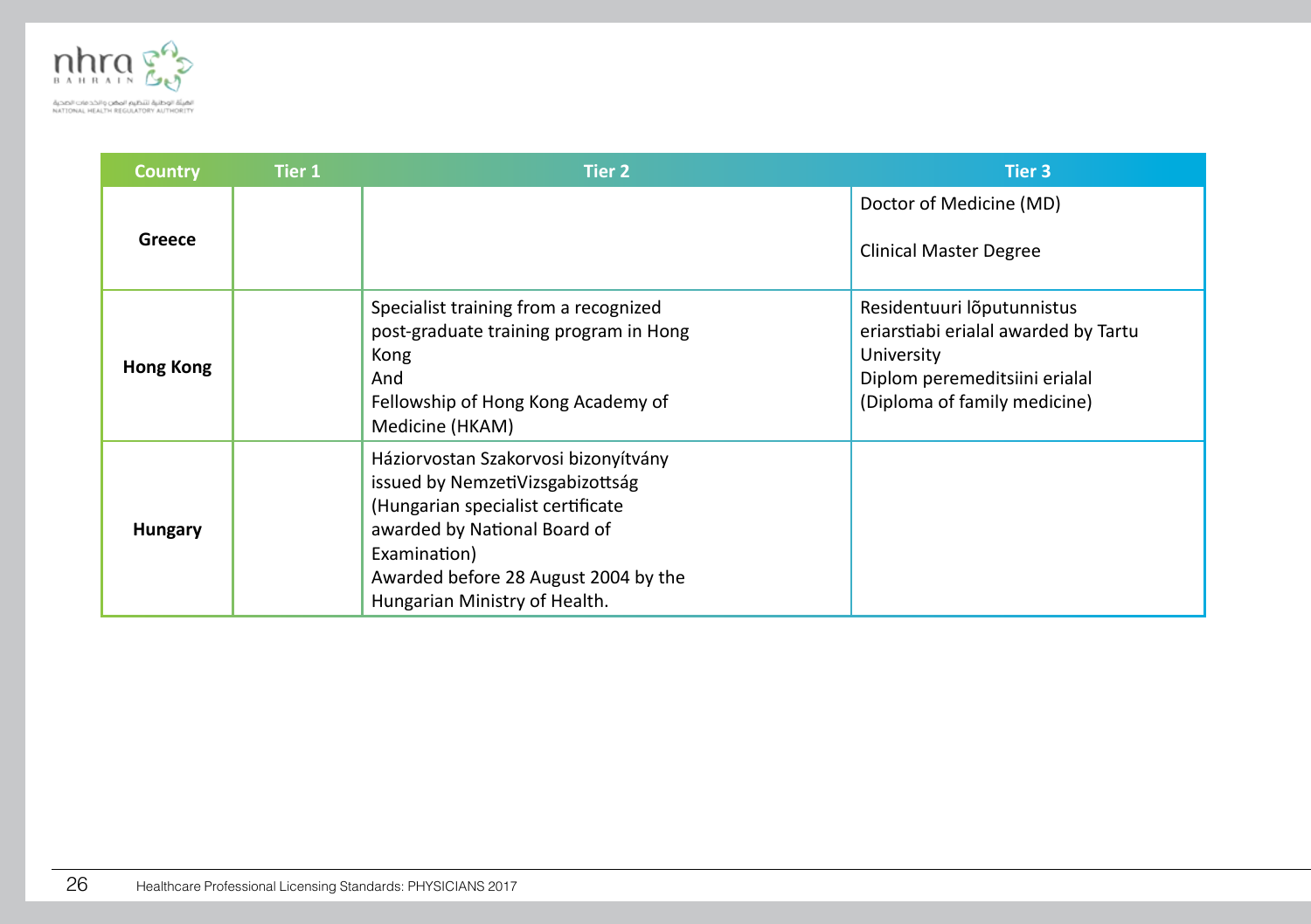| Country | Tier 1 | Tier 2 | Tier 3 |
|---|---|---|---|
| **Greece** | | | Doctor of Medicine (MD)<br><br>Clinical Master Degree |
| **Hong Kong** | | Specialist training from a recognized post-graduate training program in Hong Kong<br>And<br>Fellowship of Hong Kong Academy of Medicine (HKAM) | Residentuuri lõputunnistus eriarstiabi erialal awarded by Tartu University<br>Diplom peremeditsiini erialal (Diploma of family medicine) |
| **Hungary** | | Háziorvostan Szakorvosi bizonyítvány issued by NemzetiVizsgabizottság (Hungarian specialist certificate awarded by National Board of Examination)<br>Awarded before 28 August 2004 by the Hungarian Ministry of Health. | |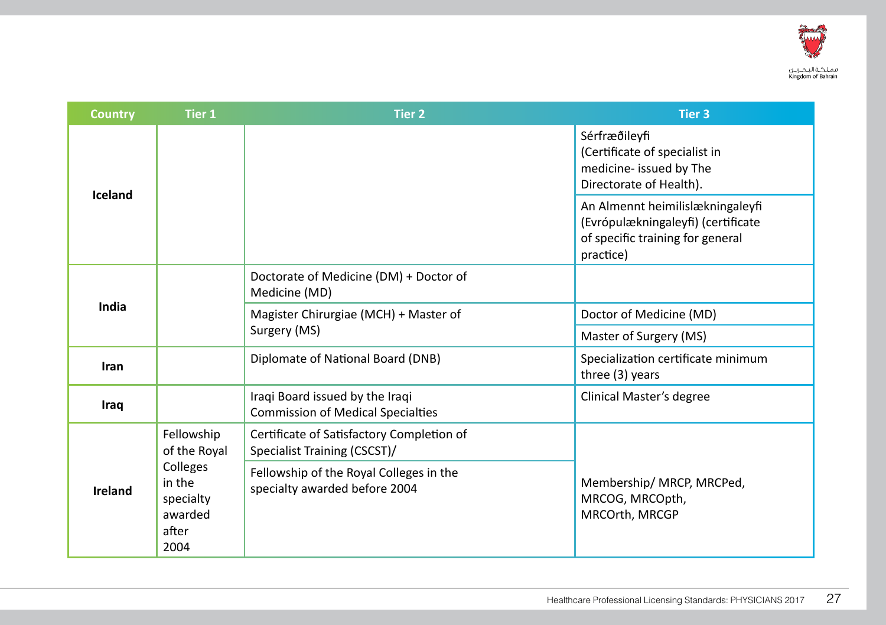| Country | Tier 1 | Tier 2 | Tier 3 |
|---|---|---|---|
| Iceland | | | Sérfræðileyfi (Certificate of specialist in medicine- issued by The Directorate of Health). |
| | | | An Almennt heimilislækningaleyfi (Evrópulækningaleyfi) (certificate of specific training for general practice) |
| India | | Doctorate of Medicine (DM) + Doctor of Medicine (MD) | |
| | | Magister Chirurgiae (MCH) + Master of Surgery (MS) | Doctor of Medicine (MD) |
| | | | Master of Surgery (MS) |
| Iran | | Diplomate of National Board (DNB) | Specialization certificate minimum three (3) years |
| Iraq | | Iraqi Board issued by the Iraqi Commission of Medical Specialties | Clinical Master's degree |
| Ireland | Fellowship of the Royal Colleges in the specialty awarded after 2004 | Certificate of Satisfactory Completion of Specialist Training (CSCST)/ | Membership/ MRCP, MRCPed, MRCOG, MRCOpth, MRCOrth, MRCGP |
| | | Fellowship of the Royal Colleges in the specialty awarded before 2004 | |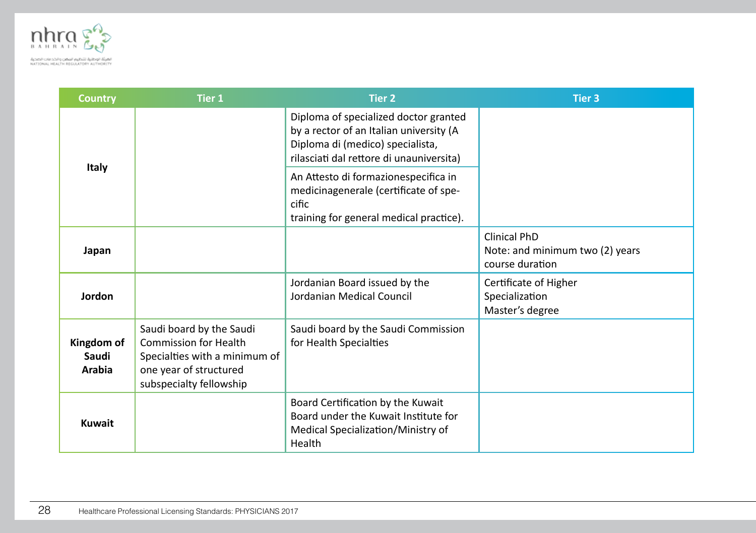| Country | Tier 1 | Tier 2 | Tier 3 |
|---|---|---|---|
| **Italy** | | Diploma of specialized doctor granted by a rector of an Italian university (A Diploma di (medico) specialista, rilasciati dal rettore di unauniversita) | |
| | | An Attesto di formazionespecifica in medicinagenerale (certificate of specific training for general medical practice). | |
| **Japan** | | | Clinical PhD<br>Note: and minimum two (2) years course duration |
| **Jordon** | | Jordanian Board issued by the Jordanian Medical Council | Certificate of Higher Specialization<br>Master's degree |
| **Kingdom of Saudi Arabia** | Saudi board by the Saudi Commission for Health Specialties with a minimum of one year of structured subspecialty fellowship | Saudi board by the Saudi Commission for Health Specialties | |
| **Kuwait** | | Board Certification by the Kuwait Board under the Kuwait Institute for Medical Specialization/Ministry of Health | |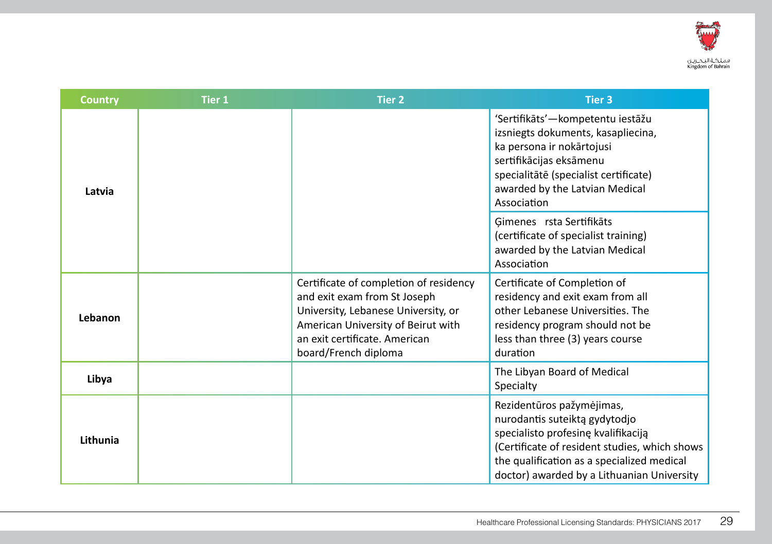| Country | Tier 1 | Tier 2 | Tier 3 |
|---|---|---|---|
| Latvia | | | 'Sertifikāts'—kompetentu iestāžu izsniegts dokuments, kasapliecina, ka persona ir nokārtojusi sertifikācijas eksāmenu specialitātē (specialist certificate) awarded by the Latvian Medical Association |
| | | | Ģimenes rsta Sertifikāts (certificate of specialist training) awarded by the Latvian Medical Association |
| Lebanon | | Certificate of completion of residency and exit exam from St Joseph University, Lebanese University, or American University of Beirut with an exit certificate. American board/French diploma | Certificate of Completion of residency and exit exam from all other Lebanese Universities. The residency program should not be less than three (3) years course duration |
| Libya | | | The Libyan Board of Medical Specialty |
| Lithunia | | | Rezidentūros pažymėjimas, nurodantis suteiktą gydytodjo specialisto profesinę kvalifikaciją (Certificate of resident studies, which shows the qualification as a specialized medical doctor) awarded by a Lithuanian University |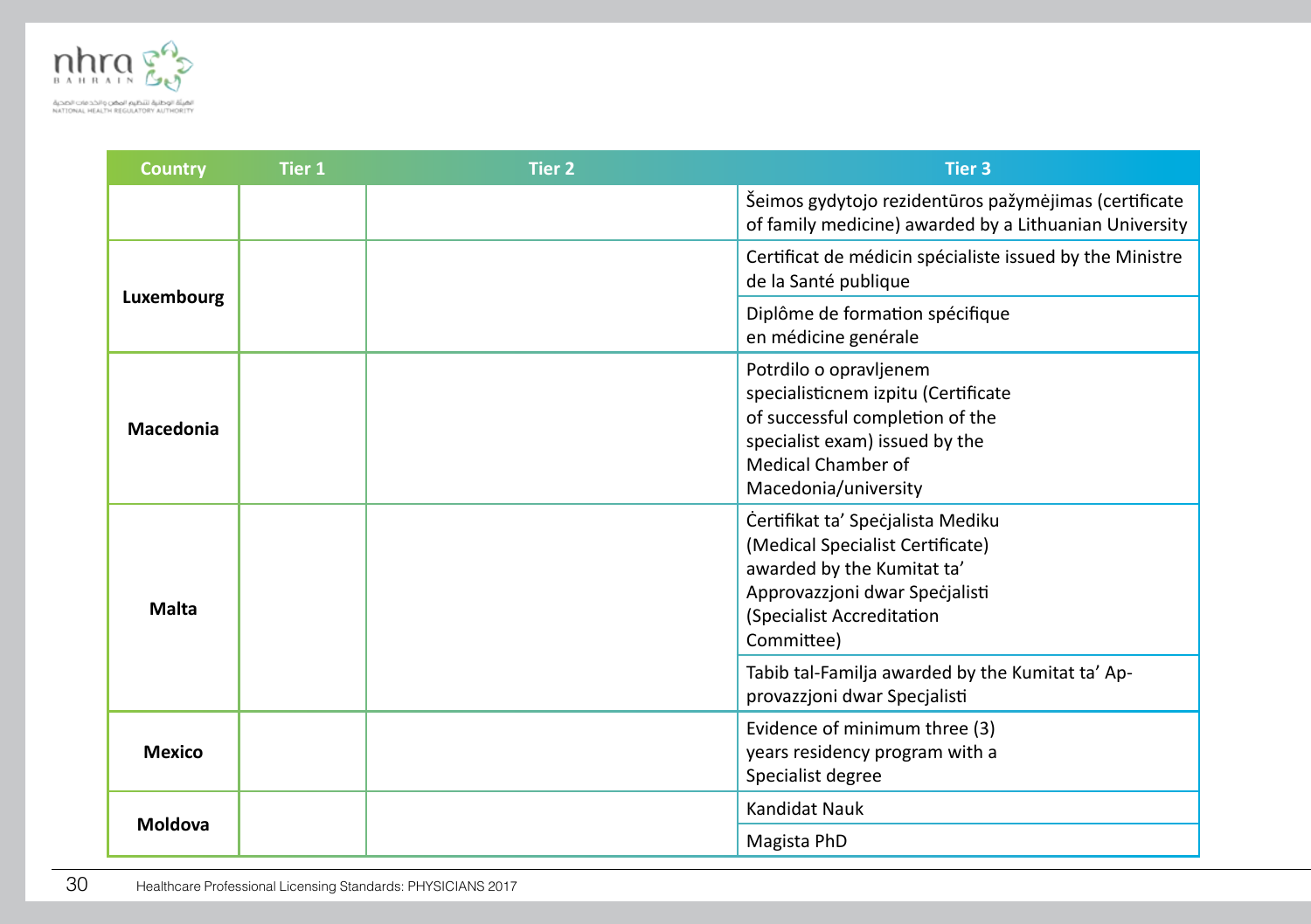| Country | Tier 1 | Tier 2 | Tier 3 |
|---|---|---|---|
| | | | Šeimos gydytojo rezidentūros pažymėjimas (certificate of family medicine) awarded by a Lithuanian University |
| Luxembourg | | | Certificat de médicin spécialiste issued by the Ministre de la Santé publique |
| | | | Diplôme de formation spécifique en médicine genérale |
| Macedonia | | | Potrdilo o opravljenem specialisticnem izpitu (Certificate of successful completion of the specialist exam) issued by the Medical Chamber of Macedonia/university |
| Malta | | | Ċertifikat ta’ Speċjalista Mediku (Medical Specialist Certificate) awarded by the Kumitat ta’ Approvazzjoni dwar Speċjalisti (Specialist Accreditation Committee) |
| | | | Tabib tal-Familja awarded by the Kumitat ta’ Approvazzjoni dwar Specjalisti |
| Mexico | | | Evidence of minimum three (3) years residency program with a Specialist degree |
| Moldova | | | Kandidat Nauk |
| | | | Magista PhD |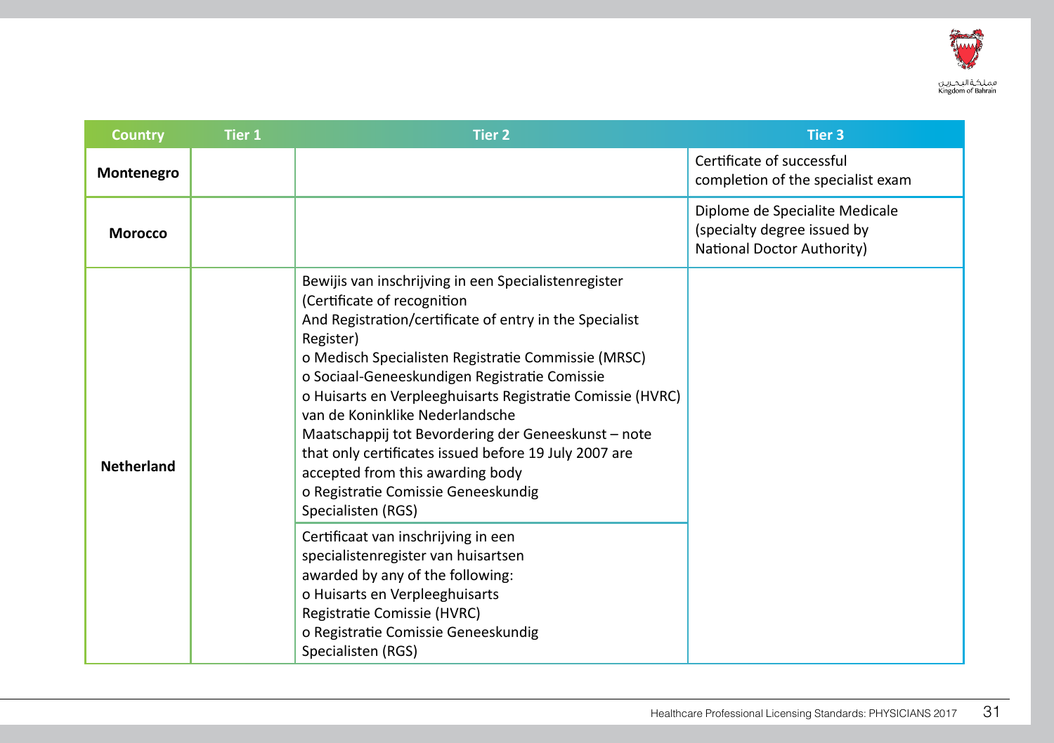| Country | Tier 1 | Tier 2 | Tier 3 |
|---|---|---|---|
| **Montenegro** | | | Certificate of successful completion of the specialist exam |
| **Morocco** | | | Diplome de Specialite Medicale (specialty degree issued by National Doctor Authority) |
| **Netherland** | | Bewijis van inschrijving in een Specialistenregister (Certificate of recognition And Registration/certificate of entry in the Specialist Register)<br>o Medisch Specialisten Registratie Commissie (MRSC)<br>o Sociaal-Geneeskundigen Registratie Comissie<br>o Huisarts en Verpleeghuisarts Registratie Comissie (HVRC) van de Koninklike Nederlandsche Maatschappij tot Bevordering der Geneeskunst – note that only certificates issued before 19 July 2007 are accepted from this awarding body<br>o Registratie Comissie Geneeskundig Specialisten (RGS) | |
| | | Certificaat van inschrijving in een specialistenregister van huisartsen awarded by any of the following:<br>o Huisarts en Verpleeghuisarts Registratie Comissie (HVRC)<br>o Registratie Comissie Geneeskundig Specialisten (RGS) | |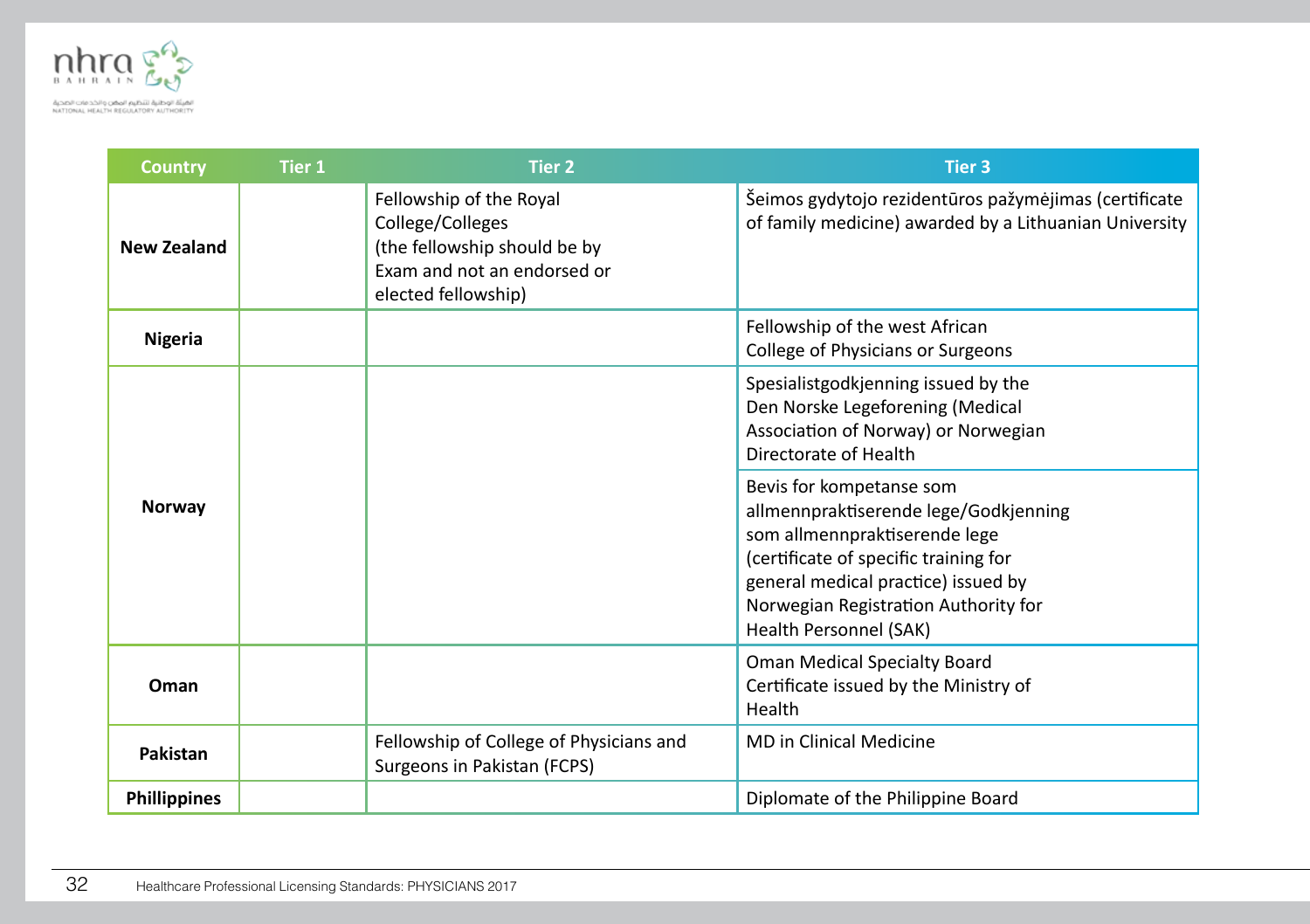| Country | Tier 1 | Tier 2 | Tier 3 |
|---|---|---|---|
| **New Zealand** | | Fellowship of the Royal College/Colleges (the fellowship should be by Exam and not an endorsed or elected fellowship) | Šeimos gydytojo rezidentūros pažymėjimas (certificate of family medicine) awarded by a Lithuanian University |
| **Nigeria** | | | Fellowship of the west African College of Physicians or Surgeons |
| **Norway** | | | Spesialistgodkjenning issued by the Den Norske Legeforening (Medical Association of Norway) or Norwegian Directorate of Health |
| | | | Bevis for kompetanse som allmennpraktiserende lege/Godkjenning som allmennpraktiserende lege (certificate of specific training for general medical practice) issued by Norwegian Registration Authority for Health Personnel (SAK) |
| **Oman** | | | Oman Medical Specialty Board Certificate issued by the Ministry of Health |
| **Pakistan** | | Fellowship of College of Physicians and Surgeons in Pakistan (FCPS) | MD in Clinical Medicine |
| **Phillippines** | | | Diplomate of the Philippine Board |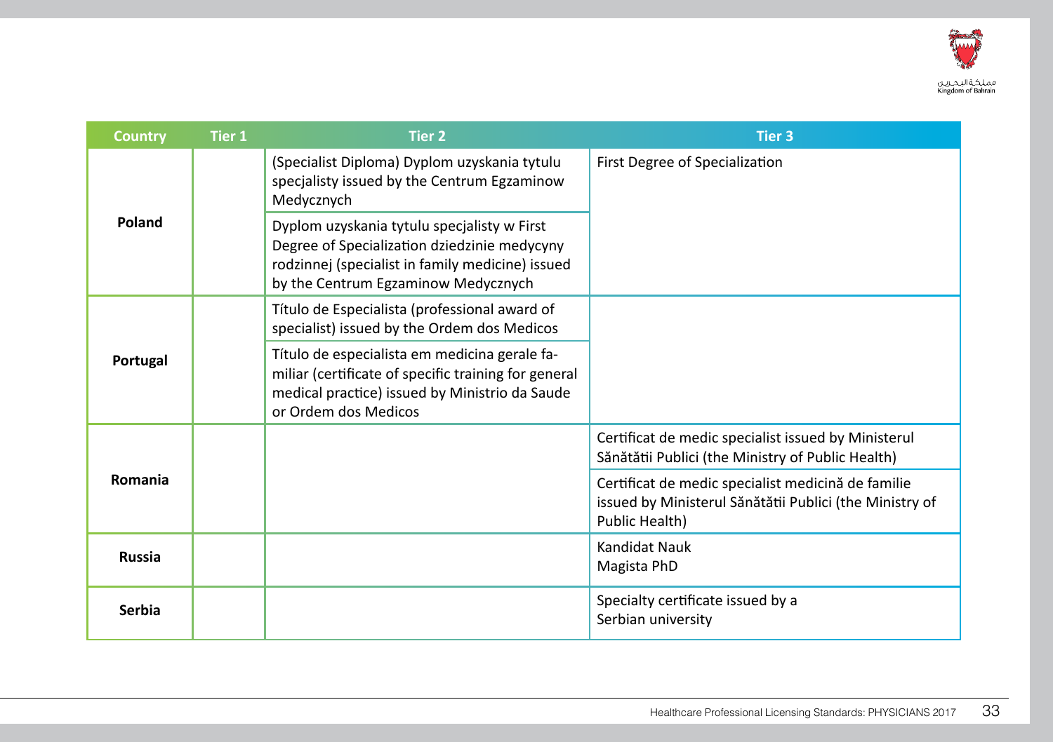| Country | Tier 1 | Tier 2 | Tier 3 |
|---|---|---|---|
| Poland | | (Specialist Diploma) Dyplom uzyskania tytulu specjalisty issued by the Centrum Egzaminow Medycznych | First Degree of Specialization |
| | | Dyplom uzyskania tytulu specjalisty w First Degree of Specialization dziedzinie medycyny rodzinnej (specialist in family medicine) issued by the Centrum Egzaminow Medycznych | |
| Portugal | | Título de Especialista (professional award of specialist) issued by the Ordem dos Medicos | |
| | | Título de especialista em medicina gerale familiar (certificate of specific training for general medical practice) issued by Ministrio da Saude or Ordem dos Medicos | |
| Romania | | | Certificat de medic specialist issued by Ministerul Sănătătii Publici (the Ministry of Public Health) |
| | | | Certificat de medic specialist medicină de familie issued by Ministerul Sănătătii Publici (the Ministry of Public Health) |
| Russia | | | Kandidat Nauk<br>Magista PhD |
| Serbia | | | Specialty certificate issued by a Serbian university |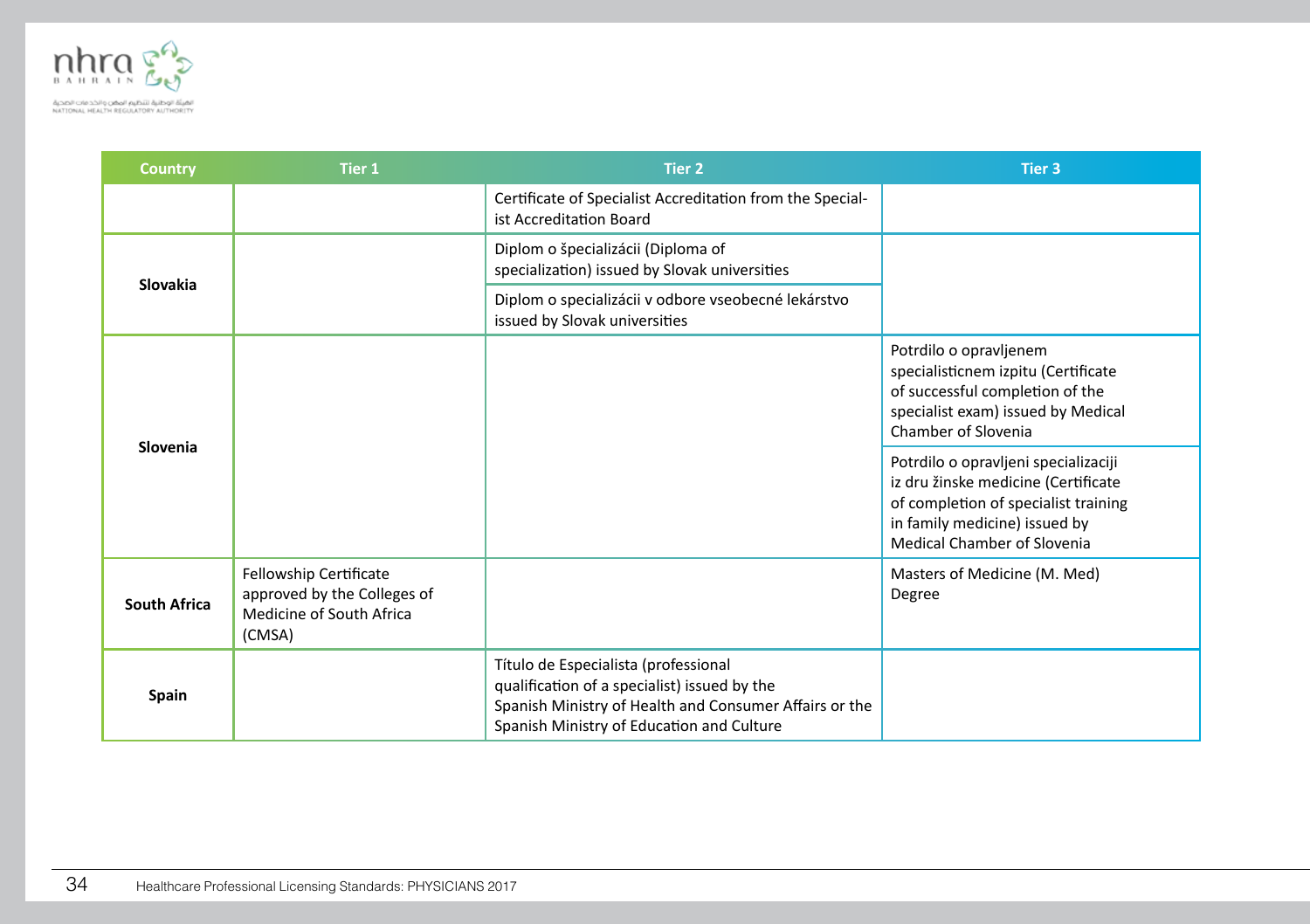| Country | Tier 1 | Tier 2 | Tier 3 |
|---|---|---|---|
| | | Certificate of Specialist Accreditation from the Specialist Accreditation Board | |
| Slovakia | | Diplom o špecializácii (Diploma of specialization) issued by Slovak universities | |
| | | Diplom o specializácii v odbore vseobecné lekárstvo issued by Slovak universities | |
| Slovenia | | | Potrdilo o opravljenem specialisticnem izpitu (Certificate of successful completion of the specialist exam) issued by Medical Chamber of Slovenia |
| | | | Potrdilo o opravljeni specializaciji iz dru žinske medicine (Certificate of completion of specialist training in family medicine) issued by Medical Chamber of Slovenia |
| South Africa | Fellowship Certificate approved by the Colleges of Medicine of South Africa (CMSA) | | Masters of Medicine (M. Med) Degree |
| Spain | | Título de Especialista (professional qualification of a specialist) issued by the Spanish Ministry of Health and Consumer Affairs or the Spanish Ministry of Education and Culture | |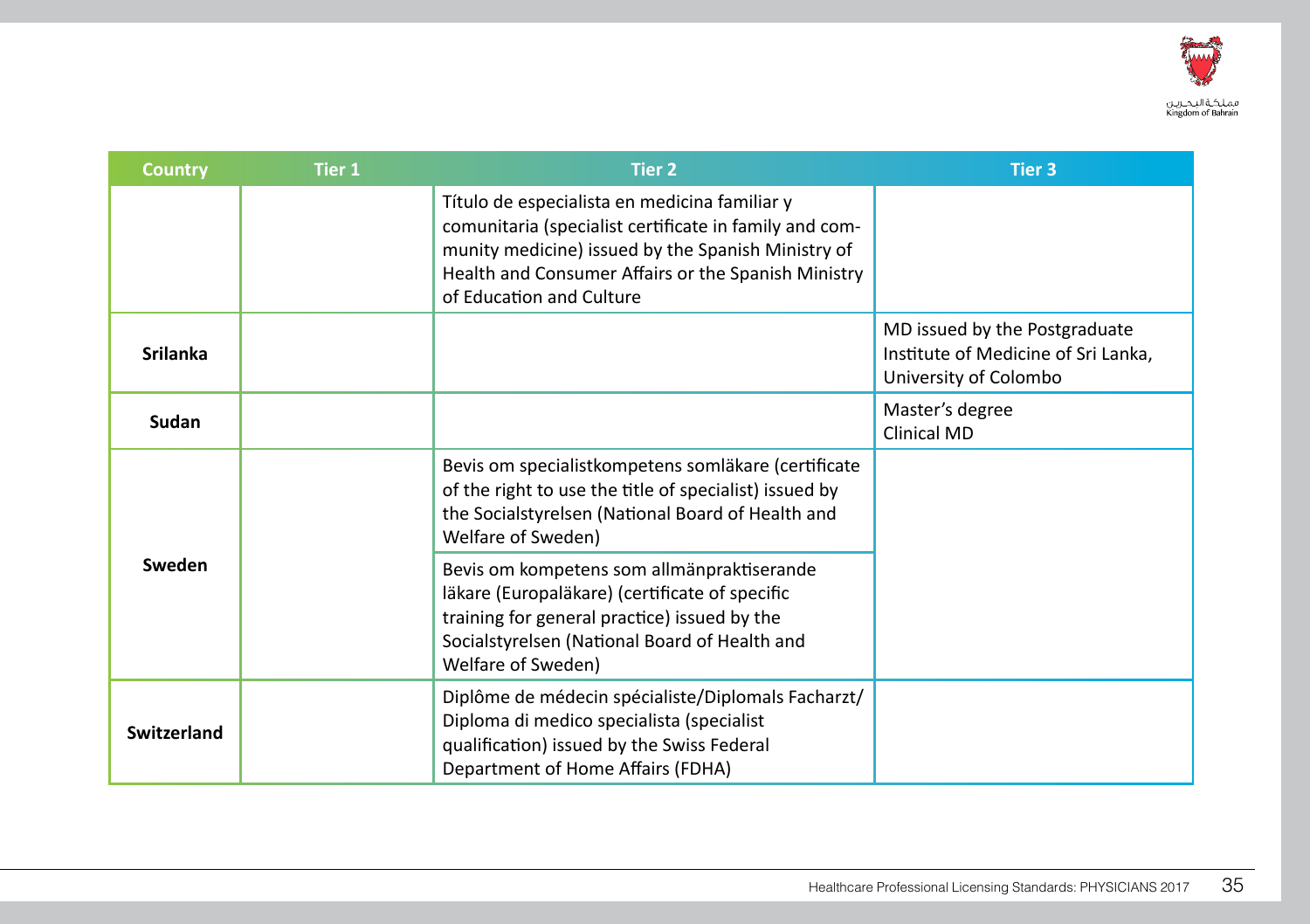| Country | Tier 1 | Tier 2 | Tier 3 |
|---|---|---|---|
| | | Título de especialista en medicina familiar y comunitaria (specialist certificate in family and community medicine) issued by the Spanish Ministry of Health and Consumer Affairs or the Spanish Ministry of Education and Culture | |
| Srilanka | | | MD issued by the Postgraduate Institute of Medicine of Sri Lanka, University of Colombo |
| Sudan | | | Master's degree<br>Clinical MD |
| Sweden | | Bevis om specialistkompetens somläkare (certificate of the right to use the title of specialist) issued by the Socialstyrelsen (National Board of Health and Welfare of Sweden) | |
| | | Bevis om kompetens som allmänpraktiserande läkare (Europaläkare) (certificate of specific training for general practice) issued by the Socialstyrelsen (National Board of Health and Welfare of Sweden) | |
| Switzerland | | Diplôme de médecin spécialiste/Diplomals Facharzt/ Diploma di medico specialista (specialist qualification) issued by the Swiss Federal Department of Home Affairs (FDHA) | |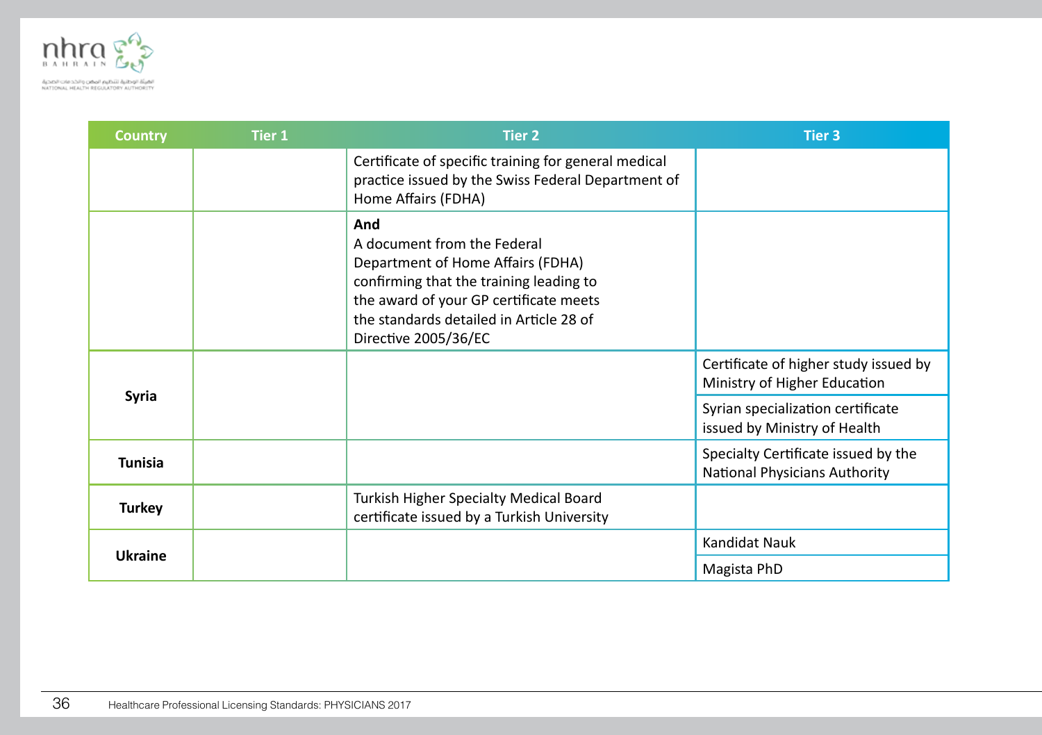| Country | Tier 1 | Tier 2 | Tier 3 |
|---|---|---|---|
| | | Certificate of specific training for general medical practice issued by the Swiss Federal Department of Home Affairs (FDHA) | |
| | | **And** A document from the Federal Department of Home Affairs (FDHA) confirming that the training leading to the award of your GP certificate meets the standards detailed in Article 28 of Directive 2005/36/EC | |
| **Syria** | | | Certificate of higher study issued by Ministry of Higher Education |
| | | | Syrian specialization certificate issued by Ministry of Health |
| **Tunisia** | | | Specialty Certificate issued by the National Physicians Authority |
| **Turkey** | | Turkish Higher Specialty Medical Board certificate issued by a Turkish University | |
| **Ukraine** | | | Kandidat Nauk |
| | | | Magista PhD |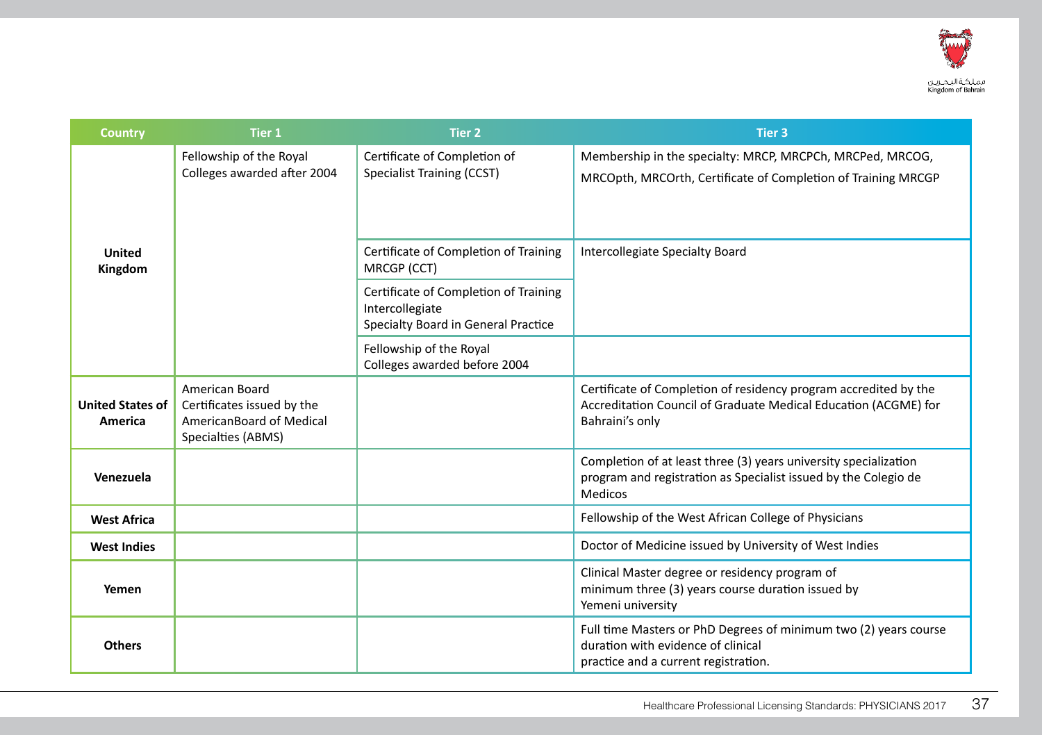| Country | Tier 1 | Tier 2 | Tier 3 |
|---|---|---|---|
| United Kingdom | Fellowship of the Royal Colleges awarded after 2004 | Certificate of Completion of Specialist Training (CCST) | Membership in the specialty: MRCP, MRCPCh, MRCPed, MRCOG, MRCOpth, MRCOrth, Certificate of Completion of Training MRCGP |
| | | Certificate of Completion of Training MRCGP (CCT) | Intercollegiate Specialty Board |
| | | Certificate of Completion of Training Intercollegiate Specialty Board in General Practice | |
| | | Fellowship of the Royal Colleges awarded before 2004 | |
| United States of America | American Board Certificates issued by the AmericanBoard of Medical Specialties (ABMS) | | Certificate of Completion of residency program accredited by the Accreditation Council of Graduate Medical Education (ACGME) for Bahraini's only |
| Venezuela | | | Completion of at least three (3) years university specialization program and registration as Specialist issued by the Colegio de Medicos |
| West Africa | | | Fellowship of the West African College of Physicians |
| West Indies | | | Doctor of Medicine issued by University of West Indies |
| Yemen | | | Clinical Master degree or residency program of minimum three (3) years course duration issued by Yemeni university |
| Others | | | Full time Masters or PhD Degrees of minimum two (2) years course duration with evidence of clinical practice and a current registration. |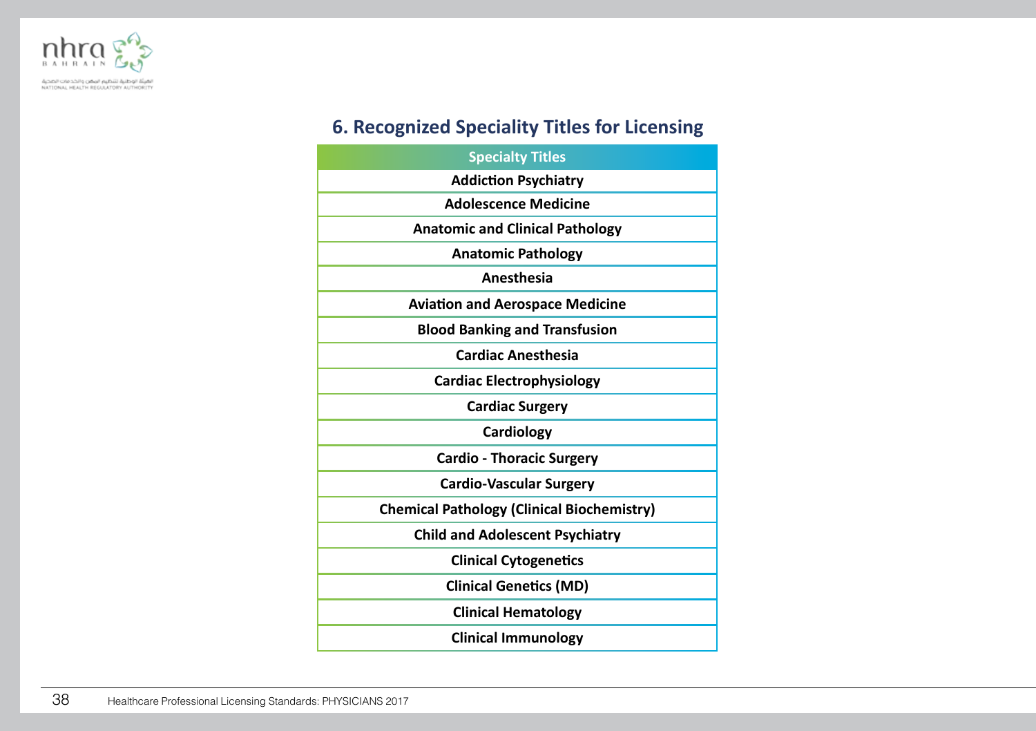## 6. Recognized Speciality Titles for Licensing

| Specialty Titles |
| --- |
| Addiction Psychiatry |
| Adolescence Medicine |
| Anatomic and Clinical Pathology |
| Anatomic Pathology |
| Anesthesia |
| Aviation and Aerospace Medicine |
| Blood Banking and Transfusion |
| Cardiac Anesthesia |
| Cardiac Electrophysiology |
| Cardiac Surgery |
| Cardiology |
| Cardio - Thoracic Surgery |
| Cardio-Vascular Surgery |
| Chemical Pathology (Clinical Biochemistry) |
| Child and Adolescent Psychiatry |
| Clinical Cytogenetics |
| Clinical Genetics (MD) |
| Clinical Hematology |
| Clinical Immunology |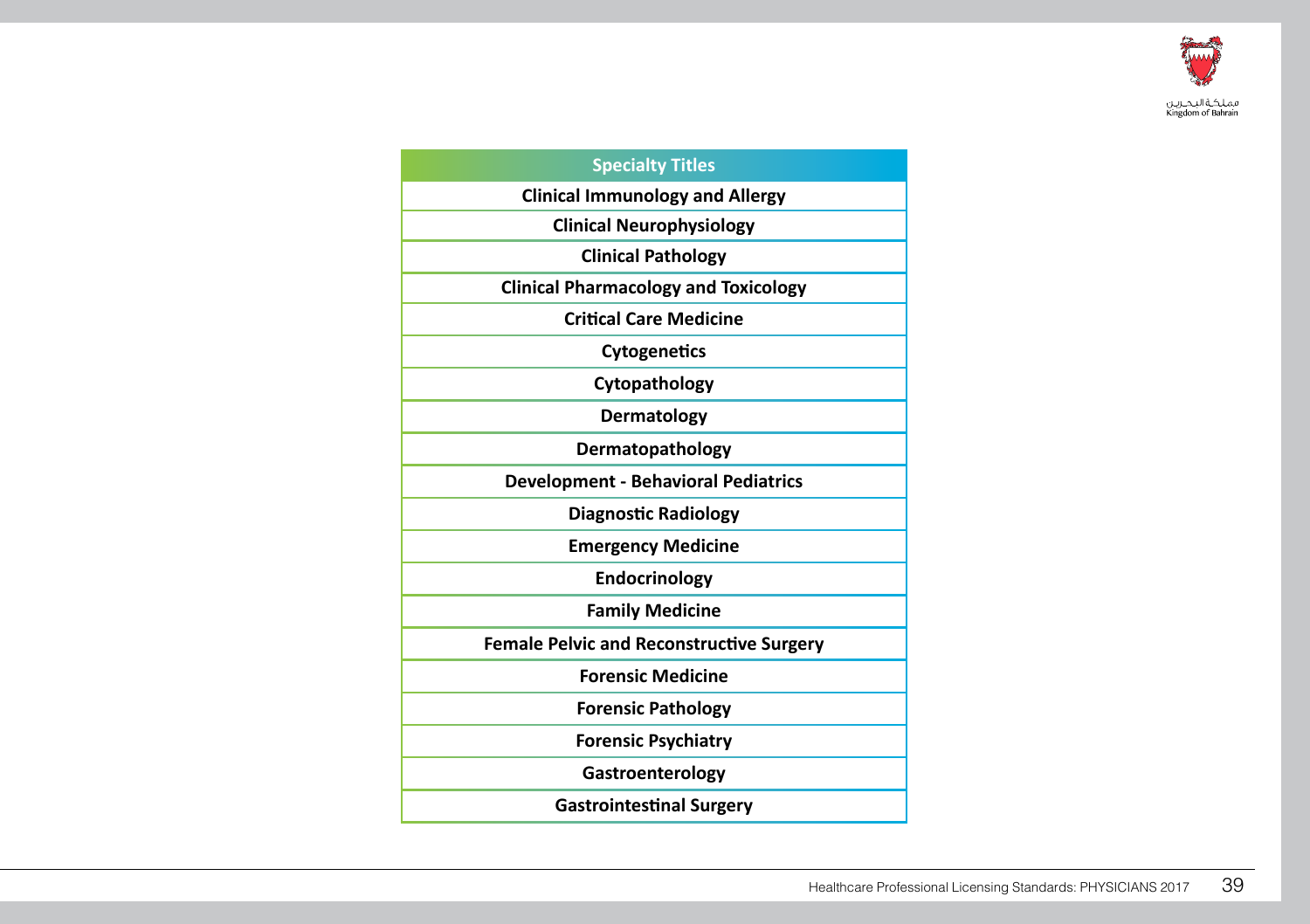| Specialty Titles |
|---|
| Clinical Immunology and Allergy |
| Clinical Neurophysiology |
| Clinical Pathology |
| Clinical Pharmacology and Toxicology |
| Critical Care Medicine |
| Cytogenetics |
| Cytopathology |
| Dermatology |
| Dermatopathology |
| Development - Behavioral Pediatrics |
| Diagnostic Radiology |
| Emergency Medicine |
| Endocrinology |
| Family Medicine |
| Female Pelvic and Reconstructive Surgery |
| Forensic Medicine |
| Forensic Pathology |
| Forensic Psychiatry |
| Gastroenterology |
| Gastrointestinal Surgery |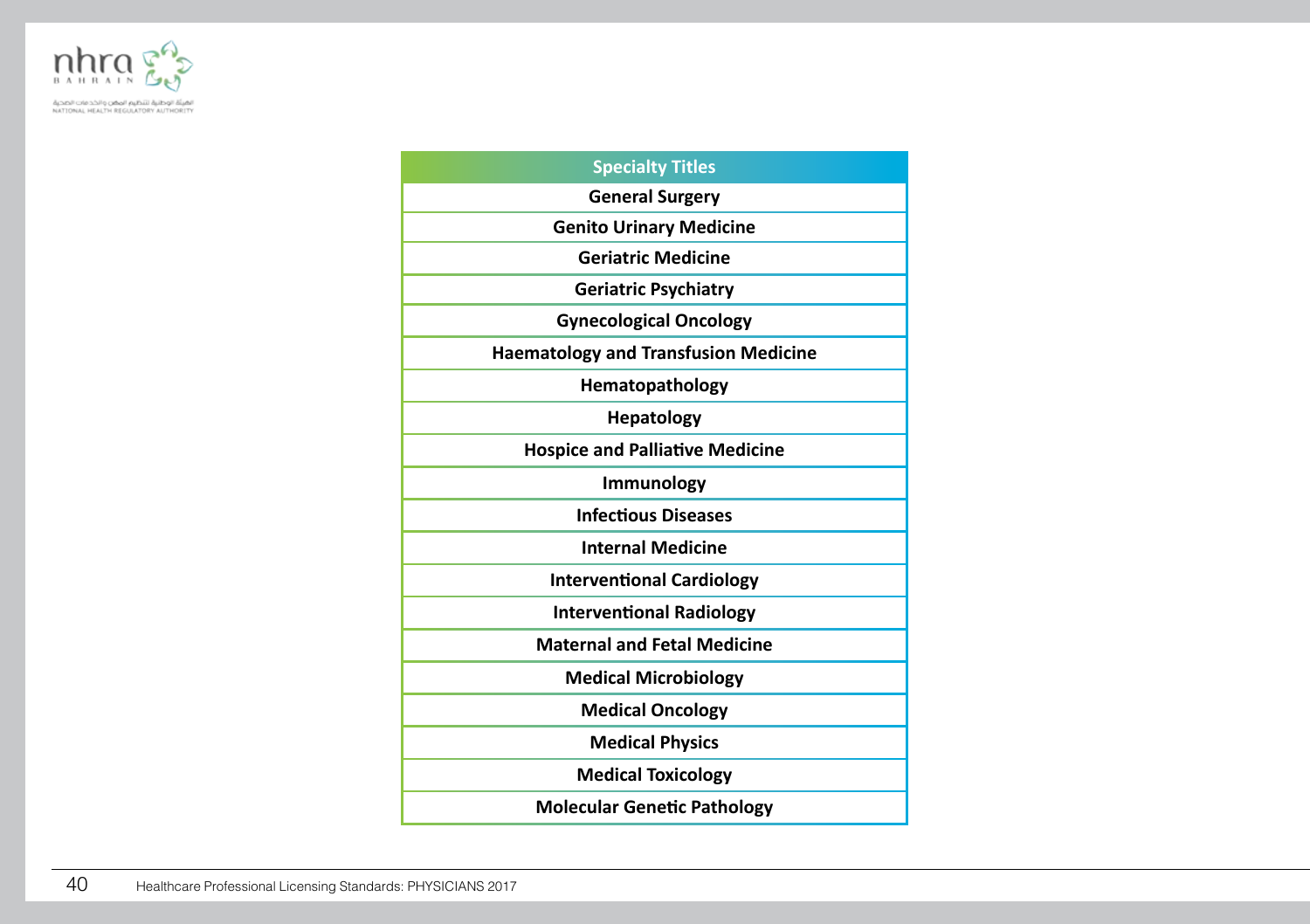| Specialty Titles |
|---|
| General Surgery |
| Genito Urinary Medicine |
| Geriatric Medicine |
| Geriatric Psychiatry |
| Gynecological Oncology |
| Haematology and Transfusion Medicine |
| Hematopathology |
| Hepatology |
| Hospice and Palliative Medicine |
| Immunology |
| Infectious Diseases |
| Internal Medicine |
| Interventional Cardiology |
| Interventional Radiology |
| Maternal and Fetal Medicine |
| Medical Microbiology |
| Medical Oncology |
| Medical Physics |
| Medical Toxicology |
| Molecular Genetic Pathology |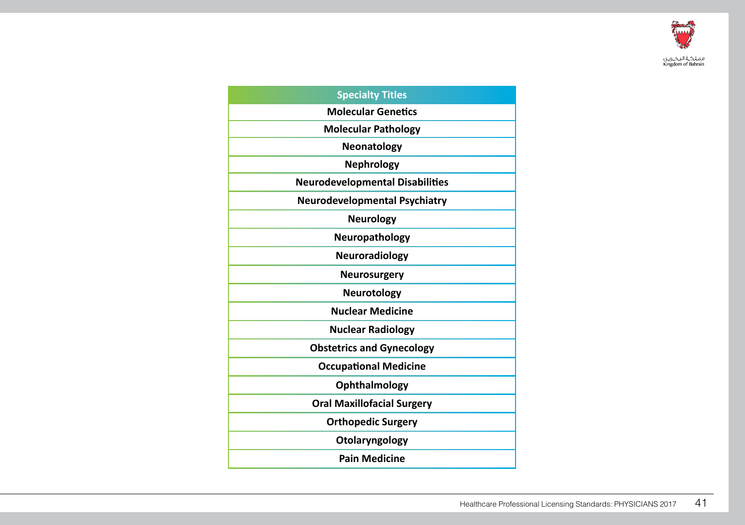| Specialty Titles |
| --- |
| Molecular Genetics |
| Molecular Pathology |
| Neonatology |
| Nephrology |
| Neurodevelopmental Disabilities |
| Neurodevelopmental Psychiatry |
| Neurology |
| Neuropathology |
| Neuroradiology |
| Neurosurgery |
| Neurotology |
| Nuclear Medicine |
| Nuclear Radiology |
| Obstetrics and Gynecology |
| Occupational Medicine |
| Ophthalmology |
| Oral Maxillofacial Surgery |
| Orthopedic Surgery |
| Otolaryngology |
| Pain Medicine |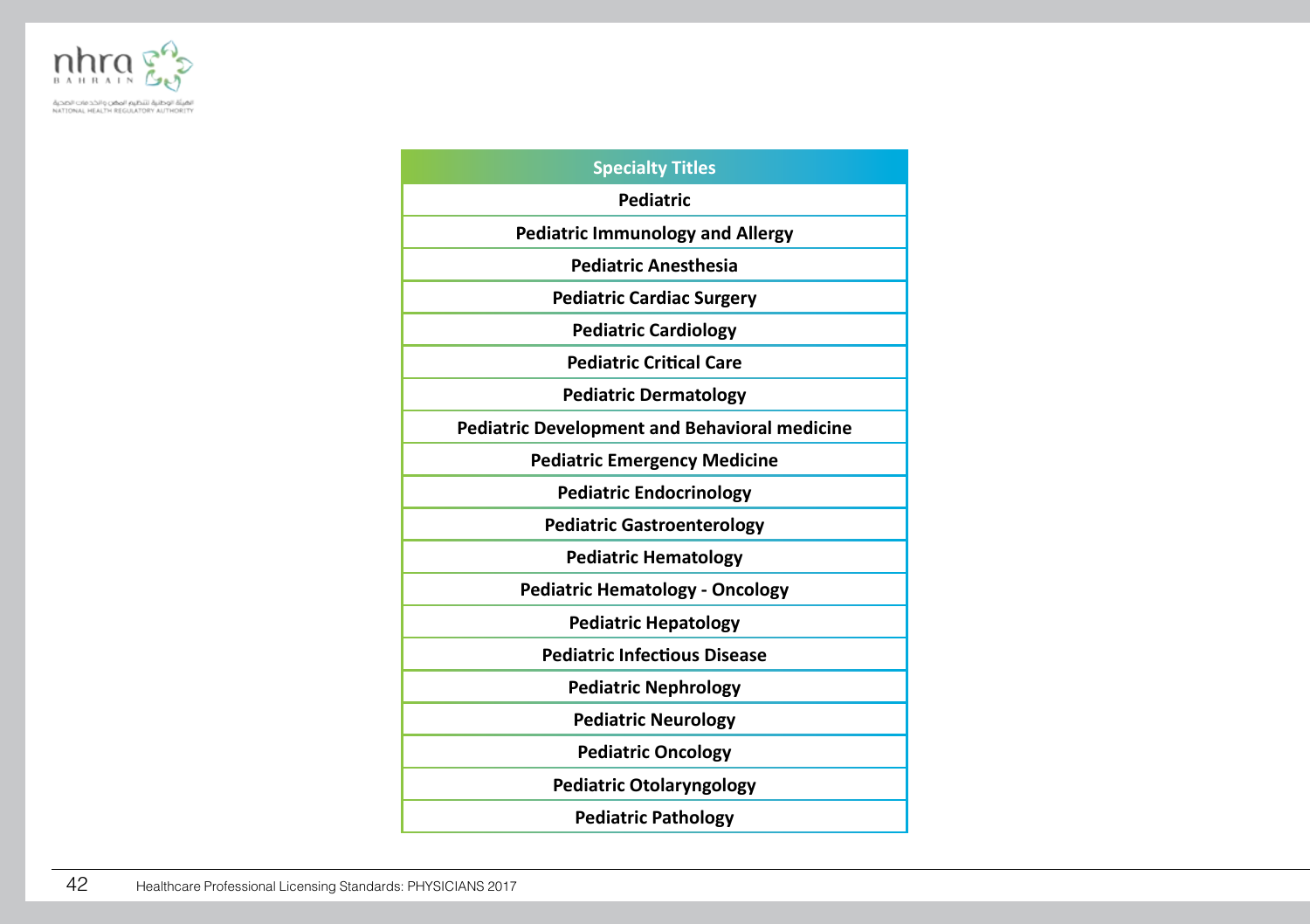| Specialty Titles |
|---|
| **Pediatric** |
| **Pediatric Immunology and Allergy** |
| **Pediatric Anesthesia** |
| **Pediatric Cardiac Surgery** |
| **Pediatric Cardiology** |
| **Pediatric Critical Care** |
| **Pediatric Dermatology** |
| **Pediatric Development and Behavioral medicine** |
| **Pediatric Emergency Medicine** |
| **Pediatric Endocrinology** |
| **Pediatric Gastroenterology** |
| **Pediatric Hematology** |
| **Pediatric Hematology - Oncology** |
| **Pediatric Hepatology** |
| **Pediatric Infectious Disease** |
| **Pediatric Nephrology** |
| **Pediatric Neurology** |
| **Pediatric Oncology** |
| **Pediatric Otolaryngology** |
| **Pediatric Pathology** |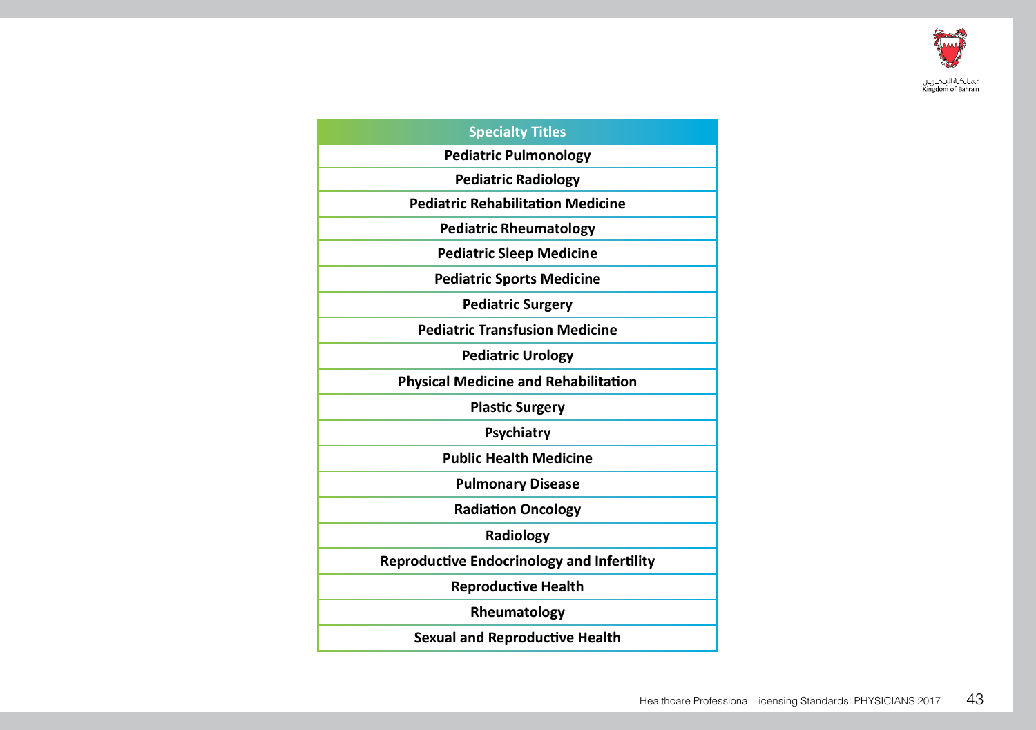| Specialty Titles |
|---|
| Pediatric Pulmonology |
| Pediatric Radiology |
| Pediatric Rehabilitation Medicine |
| Pediatric Rheumatology |
| Pediatric Sleep Medicine |
| Pediatric Sports Medicine |
| Pediatric Surgery |
| Pediatric Transfusion Medicine |
| Pediatric Urology |
| Physical Medicine and Rehabilitation |
| Plastic Surgery |
| Psychiatry |
| Public Health Medicine |
| Pulmonary Disease |
| Radiation Oncology |
| Radiology |
| Reproductive Endocrinology and Infertility |
| Reproductive Health |
| Rheumatology |
| Sexual and Reproductive Health |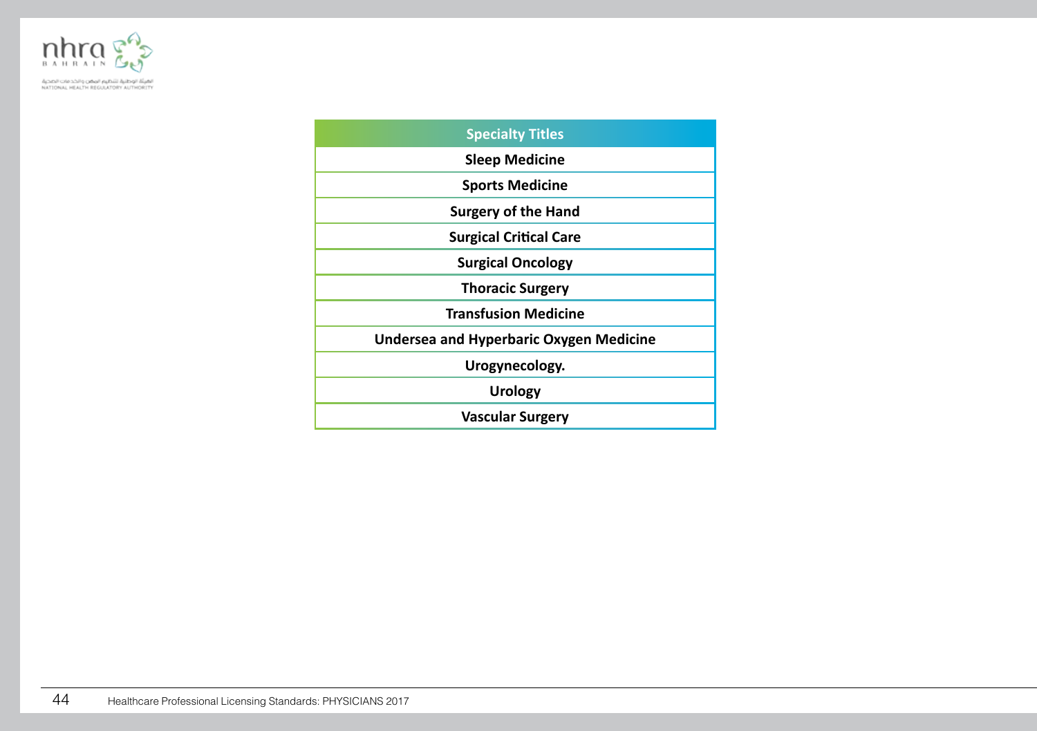| Specialty Titles |
| --- |
| Sleep Medicine |
| Sports Medicine |
| Surgery of the Hand |
| Surgical Critical Care |
| Surgical Oncology |
| Thoracic Surgery |
| Transfusion Medicine |
| Undersea and Hyperbaric Oxygen Medicine |
| Urogynecology. |
| Urology |
| Vascular Surgery |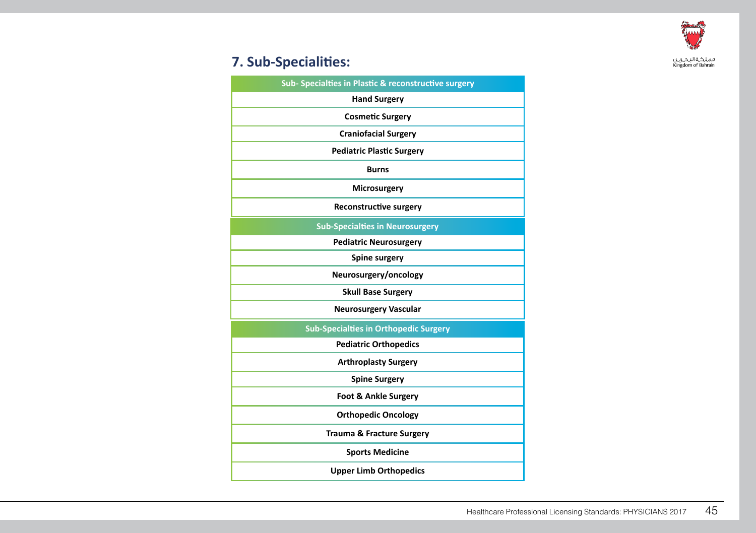## 7. Sub-Specialities:

| Sub- Specialties in Plastic & reconstructive surgery |
|---|
| Hand Surgery |
| Cosmetic Surgery |
| Craniofacial Surgery |
| Pediatric Plastic Surgery |
| Burns |
| Microsurgery |
| Reconstructive surgery |

| Sub-Specialties in Neurosurgery |
|---|
| Pediatric Neurosurgery |
| Spine surgery |
| Neurosurgery/oncology |
| Skull Base Surgery |
| Neurosurgery Vascular |

| Sub-Specialties in Orthopedic Surgery |
|---|
| Pediatric Orthopedics |
| Arthroplasty Surgery |
| Spine Surgery |
| Foot & Ankle Surgery |
| Orthopedic Oncology |
| Trauma & Fracture Surgery |
| Sports Medicine |
| Upper Limb Orthopedics |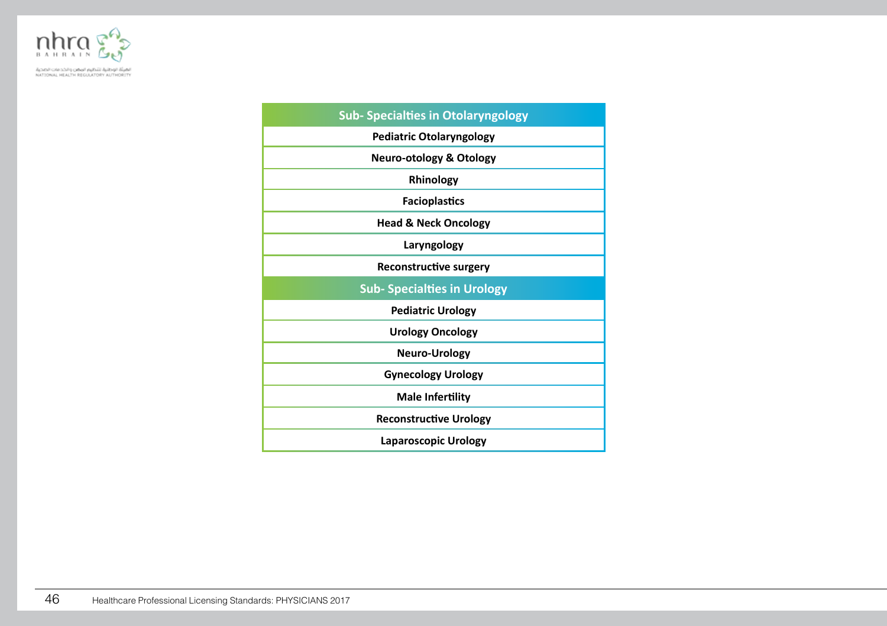| Sub- Specialties in Otolaryngology |
| --- |
| Pediatric Otolaryngology |
| Neuro-otology & Otology |
| Rhinology |
| Facioplastics |
| Head & Neck Oncology |
| Laryngology |
| Reconstructive surgery |
| **Sub- Specialties in Urology** |
| Pediatric Urology |
| Urology Oncology |
| Neuro-Urology |
| Gynecology Urology |
| Male Infertility |
| Reconstructive Urology |
| Laparoscopic Urology |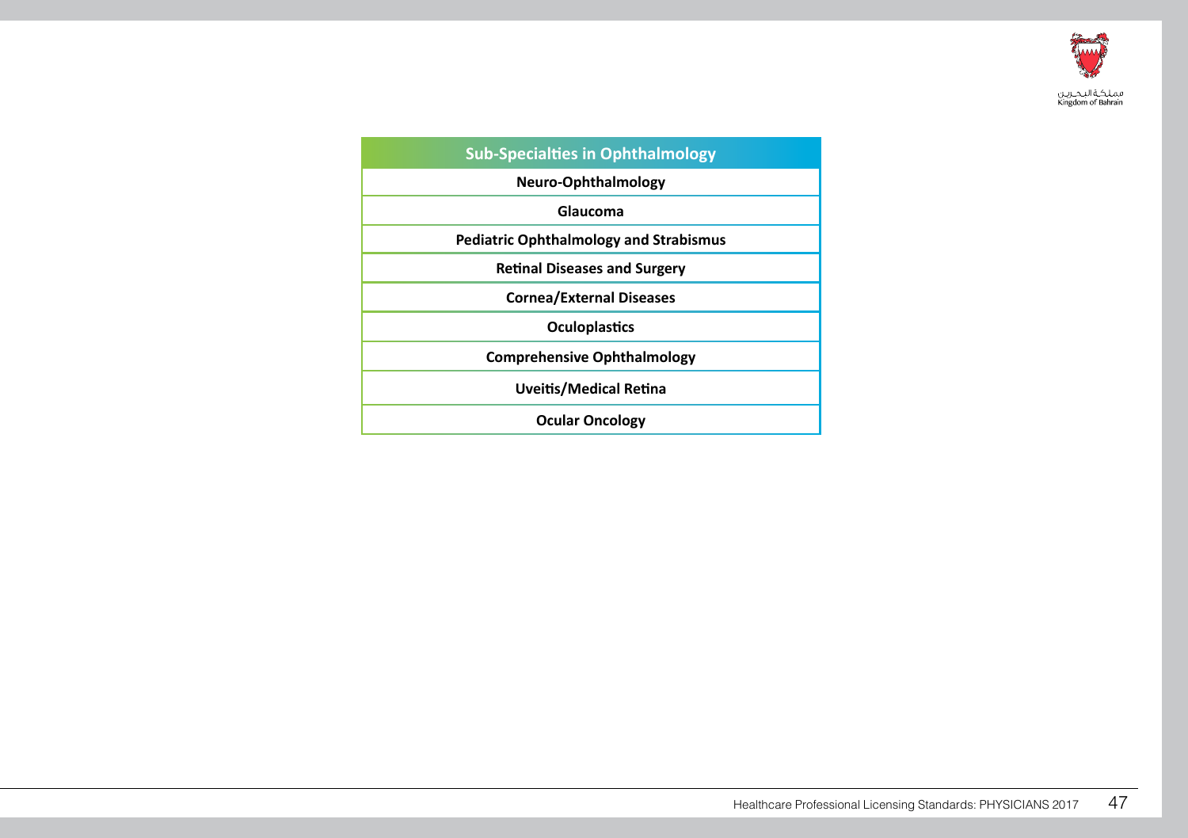| Sub-Specialties in Ophthalmology |
|---|
| Neuro-Ophthalmology |
| Glaucoma |
| Pediatric Ophthalmology and Strabismus |
| Retinal Diseases and Surgery |
| Cornea/External Diseases |
| Oculoplastics |
| Comprehensive Ophthalmology |
| Uveitis/Medical Retina |
| Ocular Oncology |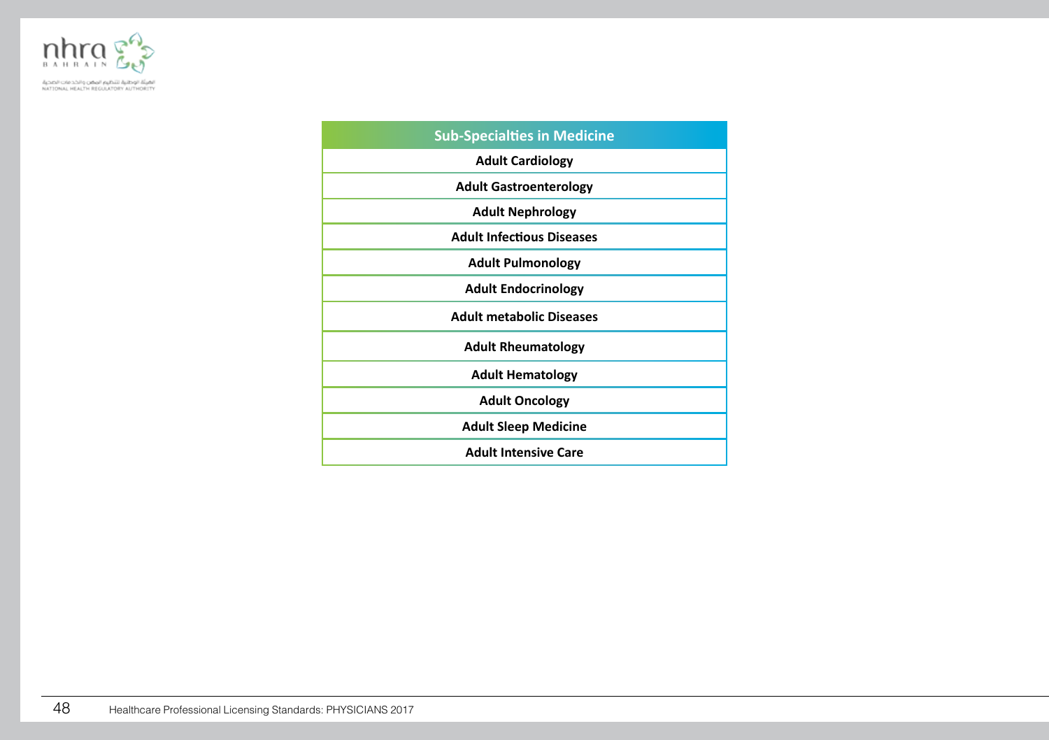| Sub-Specialties in Medicine |
|---|
| Adult Cardiology |
| Adult Gastroenterology |
| Adult Nephrology |
| Adult Infectious Diseases |
| Adult Pulmonology |
| Adult Endocrinology |
| Adult metabolic Diseases |
| Adult Rheumatology |
| Adult Hematology |
| Adult Oncology |
| Adult Sleep Medicine |
| Adult Intensive Care |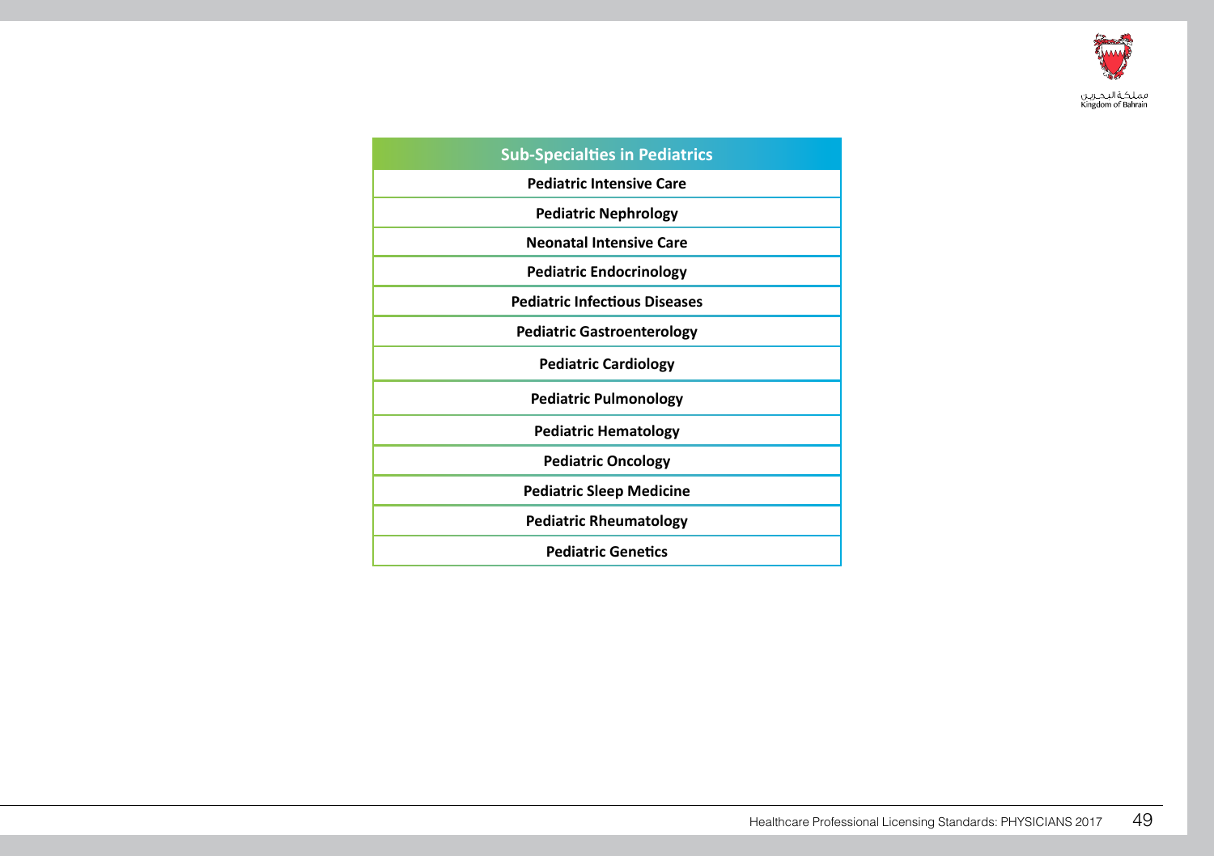| Sub-Specialties in Pediatrics |
| --- |
| Pediatric Intensive Care |
| Pediatric Nephrology |
| Neonatal Intensive Care |
| Pediatric Endocrinology |
| Pediatric Infectious Diseases |
| Pediatric Gastroenterology |
| Pediatric Cardiology |
| Pediatric Pulmonology |
| Pediatric Hematology |
| Pediatric Oncology |
| Pediatric Sleep Medicine |
| Pediatric Rheumatology |
| Pediatric Genetics |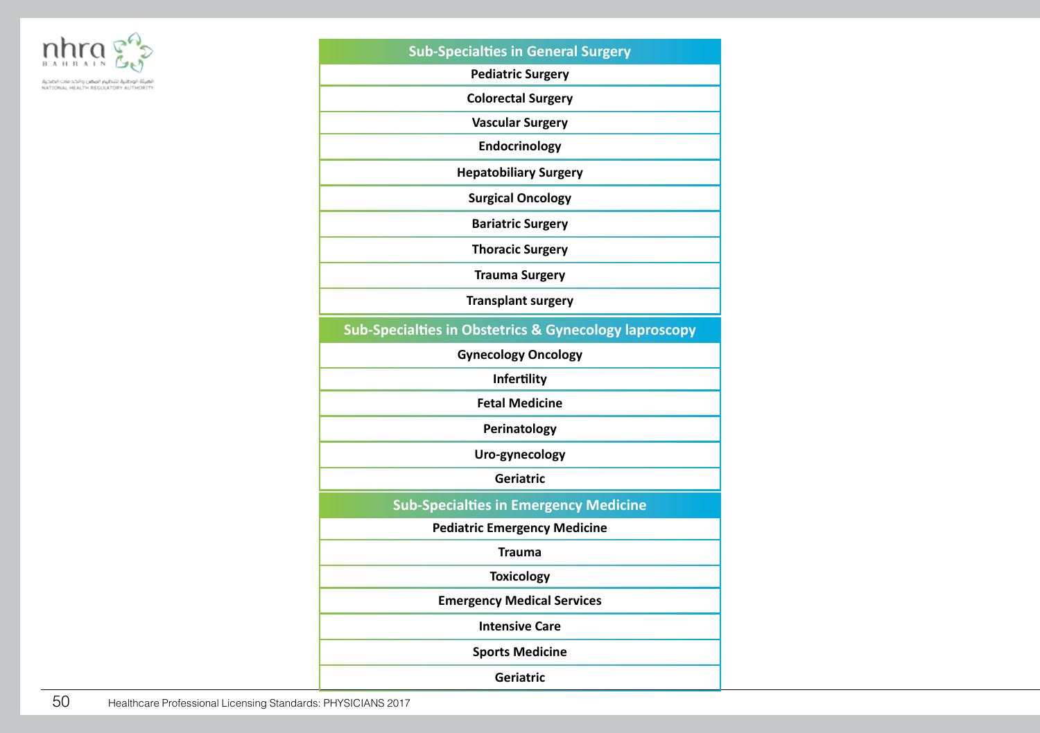| Sub-Specialties in General Surgery |
|---|
| Pediatric Surgery |
| Colorectal Surgery |
| Vascular Surgery |
| Endocrinology |
| Hepatobiliary Surgery |
| Surgical Oncology |
| Bariatric Surgery |
| Thoracic Surgery |
| Trauma Surgery |
| Transplant surgery |

| Sub-Specialties in Obstetrics & Gynecology laproscopy |
|---|
| Gynecology Oncology |
| Infertility |
| Fetal Medicine |
| Perinatology |
| Uro-gynecology |
| Geriatric |

| Sub-Specialties in Emergency Medicine |
|---|
| Pediatric Emergency Medicine |
| Trauma |
| Toxicology |
| Emergency Medical Services |
| Intensive Care |
| Sports Medicine |
| Geriatric |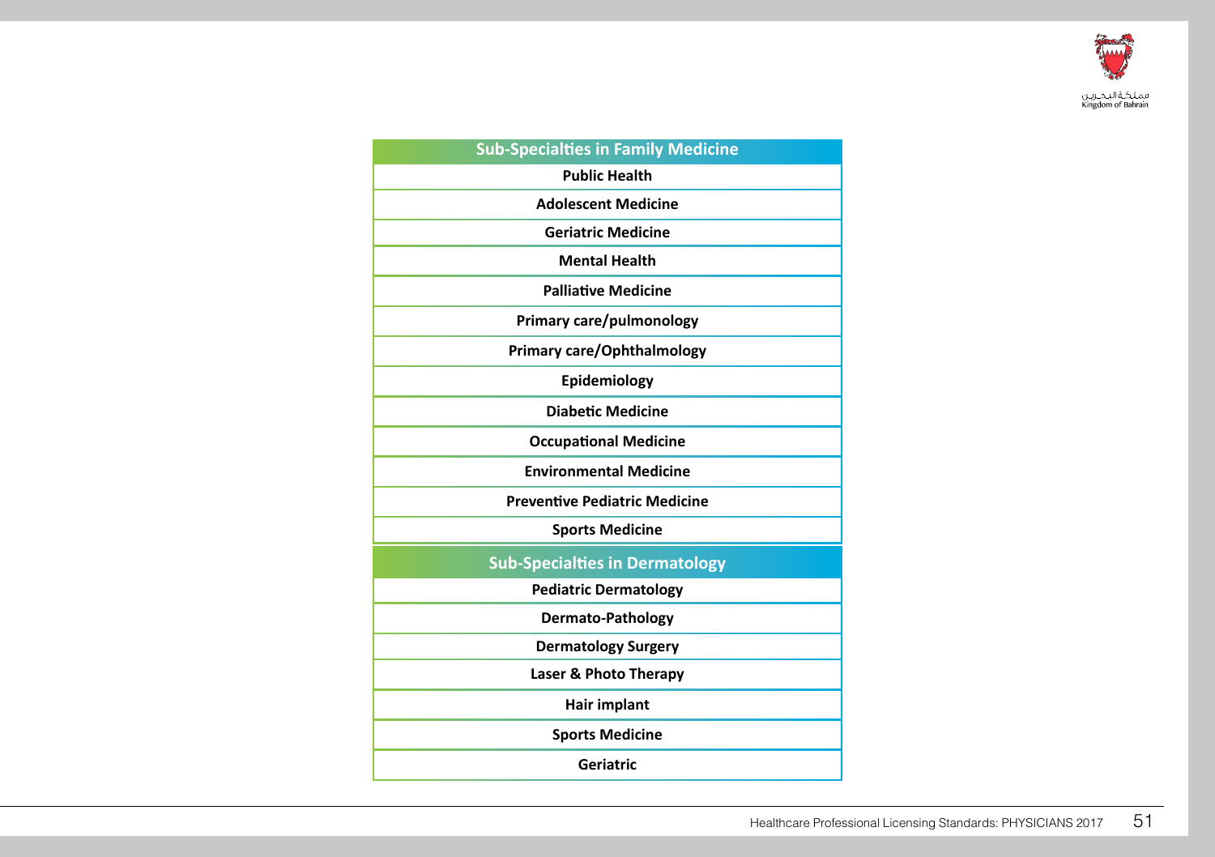| Sub-Specialties in Family Medicine |
| --- |
| Public Health |
| Adolescent Medicine |
| Geriatric Medicine |
| Mental Health |
| Palliative Medicine |
| Primary care/pulmonology |
| Primary care/Ophthalmology |
| Epidemiology |
| Diabetic Medicine |
| Occupational Medicine |
| Environmental Medicine |
| Preventive Pediatric Medicine |
| Sports Medicine |

| Sub-Specialties in Dermatology |
| --- |
| Pediatric Dermatology |
| Dermato-Pathology |
| Dermatology Surgery |
| Laser & Photo Therapy |
| Hair implant |
| Sports Medicine |
| Geriatric |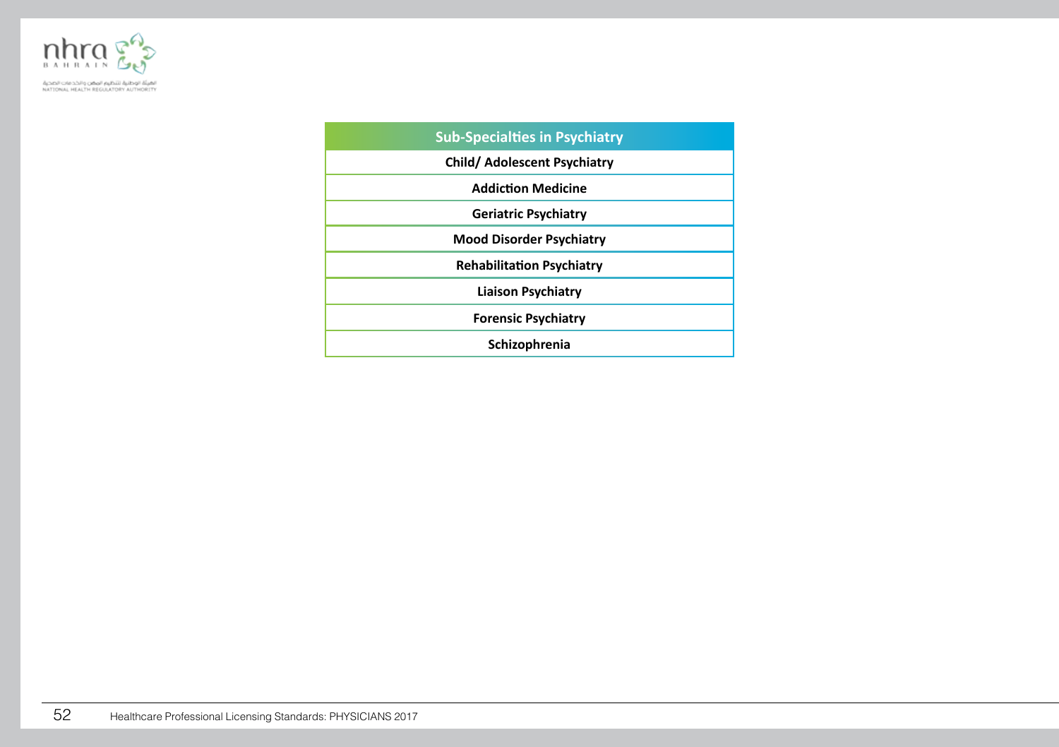| Sub-Specialties in Psychiatry |
|---|
| Child/ Adolescent Psychiatry |
| Addiction Medicine |
| Geriatric Psychiatry |
| Mood Disorder Psychiatry |
| Rehabilitation Psychiatry |
| Liaison Psychiatry |
| Forensic Psychiatry |
| Schizophrenia |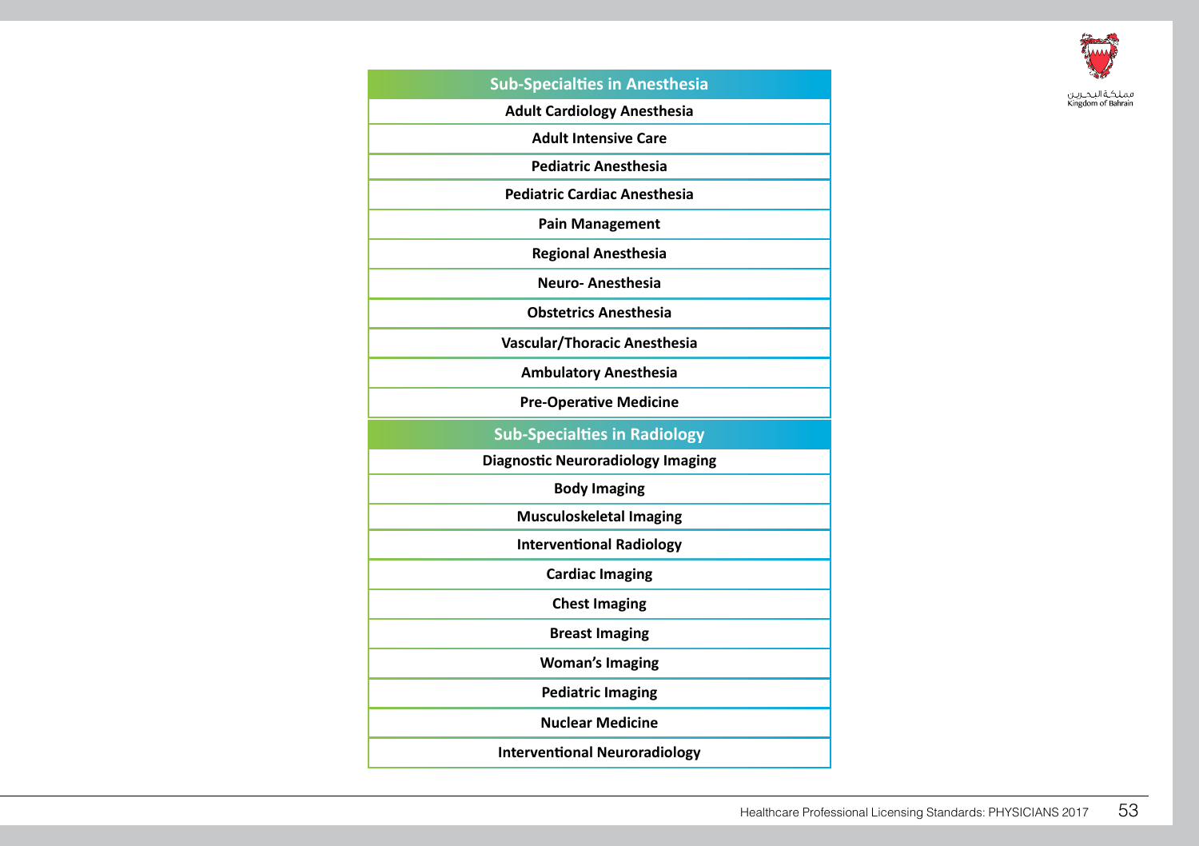| Sub-Specialties in Anesthesia |
| --- |
| Adult Cardiology Anesthesia |
| Adult Intensive Care |
| Pediatric Anesthesia |
| Pediatric Cardiac Anesthesia |
| Pain Management |
| Regional Anesthesia |
| Neuro- Anesthesia |
| Obstetrics Anesthesia |
| Vascular/Thoracic Anesthesia |
| Ambulatory Anesthesia |
| Pre-Operative Medicine |

| Sub-Specialties in Radiology |
| --- |
| Diagnostic Neuroradiology Imaging |
| Body Imaging |
| Musculoskeletal Imaging |
| Interventional Radiology |
| Cardiac Imaging |
| Chest Imaging |
| Breast Imaging |
| Woman's Imaging |
| Pediatric Imaging |
| Nuclear Medicine |
| Interventional Neuroradiology |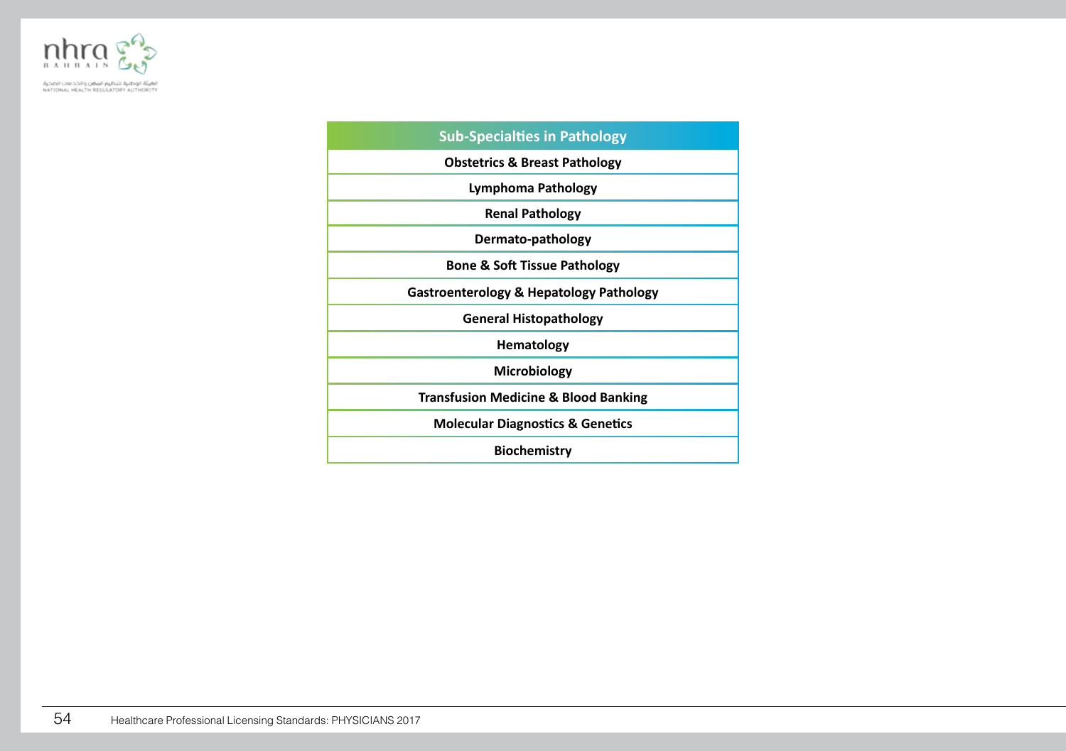| Sub-Specialties in Pathology |
| --- |
| Obstetrics & Breast Pathology |
| Lymphoma Pathology |
| Renal Pathology |
| Dermato-pathology |
| Bone & Soft Tissue Pathology |
| Gastroenterology & Hepatology Pathology |
| General Histopathology |
| Hematology |
| Microbiology |
| Transfusion Medicine & Blood Banking |
| Molecular Diagnostics & Genetics |
| Biochemistry |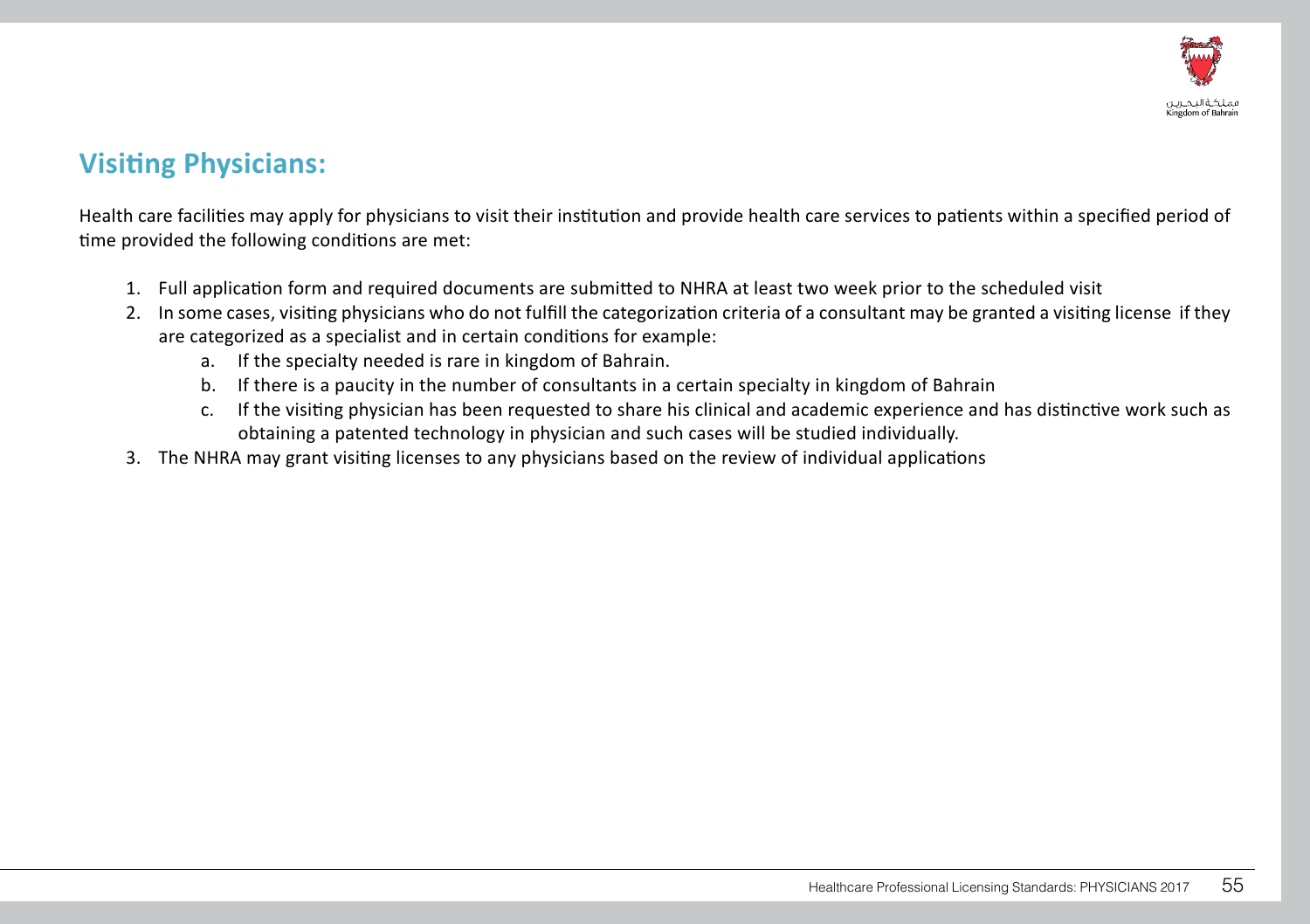## Visiting Physicians:

Health care facilities may apply for physicians to visit their institution and provide health care services to patients within a specified period of time provided the following conditions are met:

1. Full application form and required documents are submitted to NHRA at least two week prior to the scheduled visit
2. In some cases, visiting physicians who do not fulfill the categorization criteria of a consultant may be granted a visiting license if they are categorized as a specialist and in certain conditions for example:
    a. If the specialty needed is rare in kingdom of Bahrain.
    b. If there is a paucity in the number of consultants in a certain specialty in kingdom of Bahrain
    c. If the visiting physician has been requested to share his clinical and academic experience and has distinctive work such as obtaining a patented technology in physician and such cases will be studied individually.
3. The NHRA may grant visiting licenses to any physicians based on the review of individual applications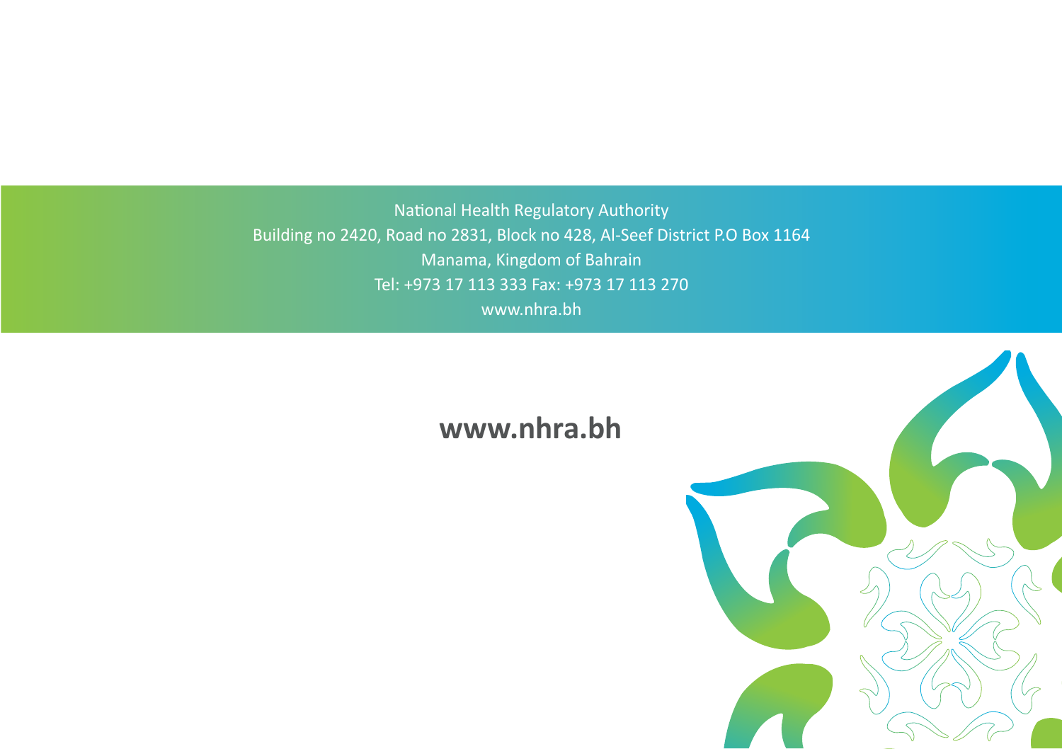National Health Regulatory Authority
Building no 2420, Road no 2831, Block no 428, Al-Seef District P.O Box 1164
Manama, Kingdom of Bahrain
Tel: +973 17 113 333 Fax: +973 17 113 270
www.nhra.bh

**www.nhra.bh**